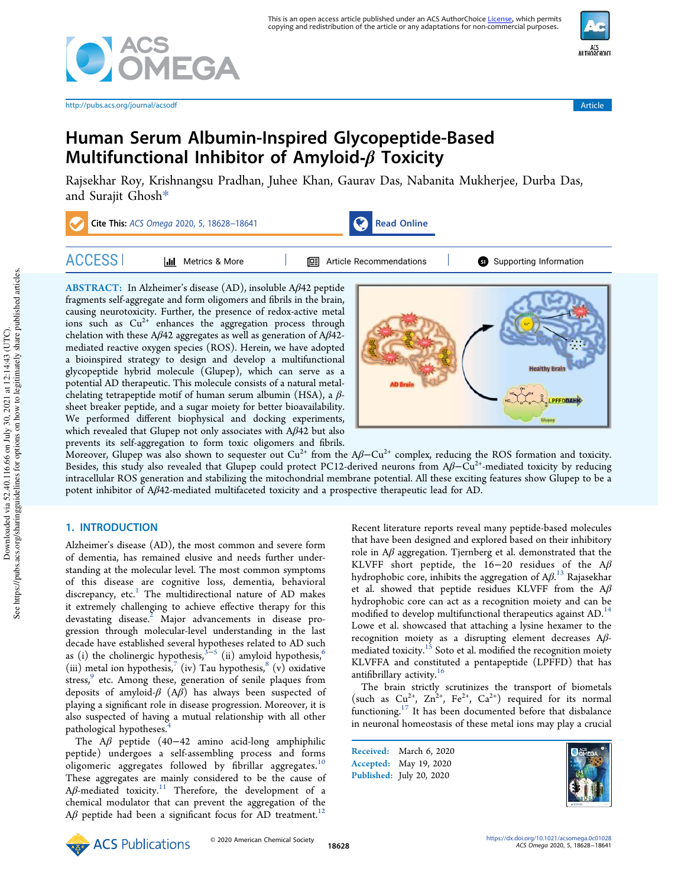# Human Serum Albumin-Inspired Glycopeptide-Based Multifunctional Inhibitor of Amyloid-β Toxicity

Rajsekhar Roy, Krishnangsu Pradhan, Juhee Khan, Gaurav Das, Nabanita Mukherjee, Durba Das, and Surajit Ghosh*

**ABSTRACT:** In Alzheimer's disease (AD), insoluble Aβ42 peptide fragments self-aggregate and form oligomers and fibrils in the brain, causing neurotoxicity. Further, the presence of redox-active metal ions such as $Cu^{2+}$ enhances the aggregation process through chelation with these Aβ42 aggregates as well as generation of Aβ42-mediated reactive oxygen species (ROS). Herein, we have adopted a bioinspired strategy to design and develop a multifunctional glycopeptide hybrid molecule (Glupep), which can serve as a potential AD therapeutic. This molecule consists of a natural metal-chelating tetrapeptide motif of human serum albumin (HSA), a β-sheet breaker peptide, and a sugar moiety for better bioavailability. We performed different biophysical and docking experiments, which revealed that Glupep not only associates with Aβ42 but also prevents its self-aggregation to form toxic oligomers and fibrils. Moreover, Glupep was also shown to sequester out $Cu^{2+}$ from the Aβ−$Cu^{2+}$ complex, reducing the ROS formation and toxicity. Besides, this study also revealed that Glupep could protect PC12-derived neurons from Aβ−$Cu^{2+}$-mediated toxicity by reducing intracellular ROS generation and stabilizing the mitochondrial membrane potential. All these exciting features show Glupep to be a potent inhibitor of Aβ42-mediated multifaceted toxicity and a prospective therapeutic lead for AD.

## 1. INTRODUCTION

Alzheimer's disease (AD), the most common and severe form of dementia, has remained elusive and needs further understanding at the molecular level. The most common symptoms of this disease are cognitive loss, dementia, behavioral discrepancy, etc.[1] The multidirectional nature of AD makes it extremely challenging to achieve effective therapy for this devastating disease.[2] Major advancements in disease progression through molecular-level understanding in the last decade have established several hypotheses related to AD such as (i) the cholinergic hypothesis,[3−5] (ii) amyloid hypothesis,[6] (iii) metal ion hypothesis,[7] (iv) Tau hypothesis,[8] (v) oxidative stress,[9] etc. Among these, generation of senile plaques from deposits of amyloid-β (Aβ) has always been suspected of playing a significant role in disease progression. Moreover, it is also suspected of having a mutual relationship with all other pathological hypotheses.[4]

The Aβ peptide (40−42 amino acid-long amphiphilic peptide) undergoes a self-assembling process and forms oligomeric aggregates followed by fibrillar aggregates.[10] These aggregates are mainly considered to be the cause of Aβ-mediated toxicity.[11] Therefore, the development of a chemical modulator that can prevent the aggregation of the Aβ peptide had been a significant focus for AD treatment.[12]

Recent literature reports reveal many peptide-based molecules that have been designed and explored based on their inhibitory role in Aβ aggregation. Tjernberg et al. demonstrated that the KLVFF short peptide, the 16−20 residues of the Aβ hydrophobic core, inhibits the aggregation of Aβ.[13] Rajasekhar et al. showed that peptide residues KLVFF from the Aβ hydrophobic core can act as a recognition moiety and can be modified to develop multifunctional therapeutics against AD.[14] Lowe et al. showcased that attaching a lysine hexamer to the recognition moiety as a disrupting element decreases Aβ-mediated toxicity.[15] Soto et al. modified the recognition moiety KLVFFA and constituted a pentapeptide (LPFFD) that has antifibrillary activity.[16]

The brain strictly scrutinizes the transport of biometals (such as $Cu^{2+}$, $Zn^{2+}$, $Fe^{2+}$, $Ca^{2+}$) required for its normal functioning.[17] It has been documented before that disbalance in neuronal homeostasis of these metal ions may play a crucial

Received: March 6, 2020
Accepted: May 19, 2020
Published: July 20, 2020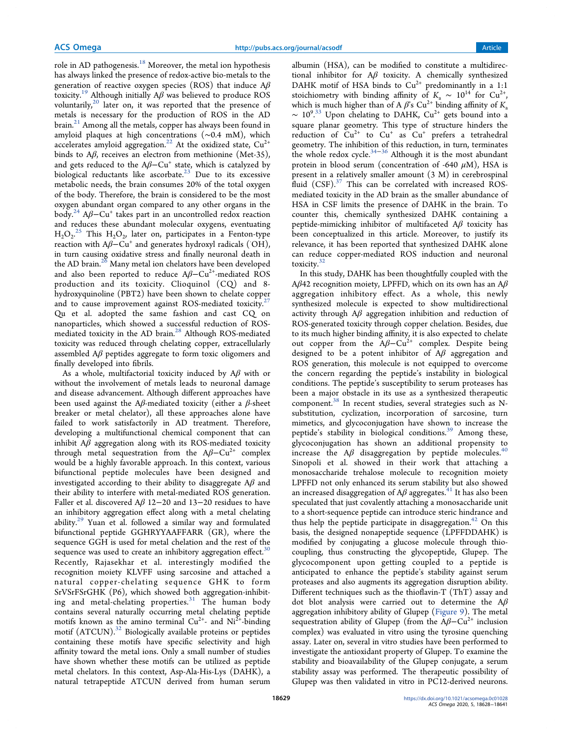role in AD pathogenesis.[18] Moreover, the metal ion hypothesis has always linked the presence of redox-active bio-metals to the generation of reactive oxygen species (ROS) that induce Aβ toxicity.[19] Although initially Aβ was believed to produce ROS voluntarily,[20] later on, it was reported that the presence of metals is necessary for the production of ROS in the AD brain.[21] Among all the metals, copper has always been found in amyloid plaques at high concentrations (~0.4 mM), which accelerates amyloid aggregation.[22] At the oxidized state, $Cu^{2+}$ binds to Aβ, receives an electron from methionine (Met-35), and gets reduced to the Aβ−$Cu^{+}$ state, which is catalyzed by biological reductants like ascorbate.[23] Due to its excessive metabolic needs, the brain consumes 20% of the total oxygen of the body. Therefore, the brain is considered to be the most oxygen abundant organ compared to any other organs in the body.[24] Aβ−$Cu^{+}$ takes part in an uncontrolled redox reaction and reduces these abundant molecular oxygens, eventuating $H_2O_2$.[25] This $H_2O_2$, later on, participates in a Fenton-type reaction with Aβ−$Cu^{+}$ and generates hydroxyl radicals (˙OH), in turn causing oxidative stress and finally neuronal death in the AD brain.[26] Many metal ion chelators have been developed and also been reported to reduce Aβ−$Cu^{2+}$-mediated ROS production and its toxicity. Clioquinol (CQ) and 8-hydroxyquinoline (PBT2) have been shown to chelate copper and to cause improvement against ROS-mediated toxicity.[27] Qu et al. adopted the same fashion and cast CQ on nanoparticles, which showed a successful reduction of ROS-mediated toxicity in the AD brain.[28] Although ROS-mediated toxicity was reduced through chelating copper, extracellularly assembled Aβ peptides aggregate to form toxic oligomers and finally developed into fibrils.

As a whole, multifactorial toxicity induced by Aβ with or without the involvement of metals leads to neuronal damage and disease advancement. Although different approaches have been used against the Aβ-mediated toxicity (either a β-sheet breaker or metal chelator), all these approaches alone have failed to work satisfactorily in AD treatment. Therefore, developing a multifunctional chemical component that can inhibit Aβ aggregation along with its ROS-mediated toxicity through metal sequestration from the Aβ−$Cu^{2+}$ complex would be a highly favorable approach. In this context, various bifunctional peptide molecules have been designed and investigated according to their ability to disaggregate Aβ and their ability to interfere with metal-mediated ROS generation. Faller et al. discovered Aβ 12−20 and 13−20 residues to have an inhibitory aggregation effect along with a metal chelating ability.[29] Yuan et al. followed a similar way and formulated bifunctional peptide GGHRYYAAFFARR (GR), where the sequence GGH is used for metal chelation and the rest of the sequence was used to create an inhibitory aggregation effect.[30] Recently, Rajasekhar et al. interestingly modified the recognition moiety KLVFF using sarcosine and attached a natural copper-chelating sequence GHK to form SrVSrFSrGHK (P6), which showed both aggregation-inhibiting and metal-chelating properties.[31] The human body contains several naturally occurring metal chelating peptide motifs known as the amino terminal $Cu^{2+}$- and $Ni^{2+}$-binding motif (ATCUN).[32] Biologically available proteins or peptides containing these motifs have specific selectivity and high affinity toward the metal ions. Only a small number of studies have shown whether these motifs can be utilized as peptide metal chelators. In this context, Asp-Ala-His-Lys (DAHK), a natural tetrapeptide ATCUN derived from human serum albumin (HSA), can be modified to constitute a multidirectional inhibitor for Aβ toxicity. A chemically synthesized DAHK motif of HSA binds to $Cu^{2+}$ predominantly in a 1:1 stoichiometry with binding affinity of $K_a \sim 10^{14}$ for $Cu^{2+}$, which is much higher than of A β's $Cu^{2+}$ binding affinity of $K_a \sim 10^{9}$.[33] Upon chelating to DAHK, $Cu^{2+}$ gets bound into a square planar geometry. This type of structure hinders the reduction of $Cu^{2+}$ to $Cu^{+}$ as $Cu^{+}$ prefers a tetrahedral geometry. The inhibition of this reduction, in turn, terminates the whole redox cycle.[34−36] Although it is the most abundant protein in blood serum (concentration of -640 μM), HSA is present in a relatively smaller amount (3 M) in cerebrospinal fluid (CSF).[37] This can be correlated with increased ROS-mediated toxicity in the AD brain as the smaller abundance of HSA in CSF limits the presence of DAHK in the brain. To counter this, chemically synthesized DAHK containing a peptide-mimicking inhibitor of multifaceted Aβ toxicity has been conceptualized in this article. Moreover, to justify its relevance, it has been reported that synthesized DAHK alone can reduce copper-mediated ROS induction and neuronal toxicity.[32]

In this study, DAHK has been thoughtfully coupled with the Aβ42 recognition moiety, LPFFD, which on its own has an Aβ aggregation inhibitory effect. As a whole, this newly synthesized molecule is expected to show multidirectional activity through Aβ aggregation inhibition and reduction of ROS-generated toxicity through copper chelation. Besides, due to its much higher binding affinity, it is also expected to chelate out copper from the Aβ−$Cu^{2+}$ complex. Despite being designed to be a potent inhibitor of Aβ aggregation and ROS generation, this molecule is not equipped to overcome the concern regarding the peptide's instability in biological conditions. The peptide's susceptibility to serum proteases has been a major obstacle in its use as a synthesized therapeutic component.[38] In recent studies, several strategies such as N-substitution, cyclization, incorporation of sarcosine, turn mimetics, and glycoconjugation have shown to increase the peptide's stability in biological conditions.[39] Among these, glycoconjugation has shown an additional propensity to increase the Aβ disaggregation by peptide molecules.[40] Sinopoli et al. showed in their work that attaching a monosaccharide trehalose molecule to recognition moiety LPFFD not only enhanced its serum stability but also showed an increased disaggregation of Aβ aggregates.[41] It has also been speculated that just covalently attaching a monosaccharide unit to a short-sequence peptide can introduce steric hindrance and thus help the peptide participate in disaggregation.[42] On this basis, the designed nonapeptide sequence (LPFFDDAHK) is modified by conjugating a glucose molecule through thio-coupling, thus constructing the glycopeptide, Glupep. The glycocomponent upon getting coupled to a peptide is anticipated to enhance the peptide's stability against serum proteases and also augments its aggregation disruption ability. Different techniques such as the thioflavin-T (ThT) assay and dot blot analysis were carried out to determine the Aβ aggregation inhibitory ability of Glupep (Figure 9). The metal sequestration ability of Glupep (from the Aβ−$Cu^{2+}$ inclusion complex) was evaluated in vitro using the tyrosine quenching assay. Later on, several in vitro studies have been performed to investigate the antioxidant property of Glupep. To examine the stability and bioavailability of the Glupep conjugate, a serum stability assay was performed. The therapeutic possibility of Glupep was then validated in vitro in PC12-derived neurons.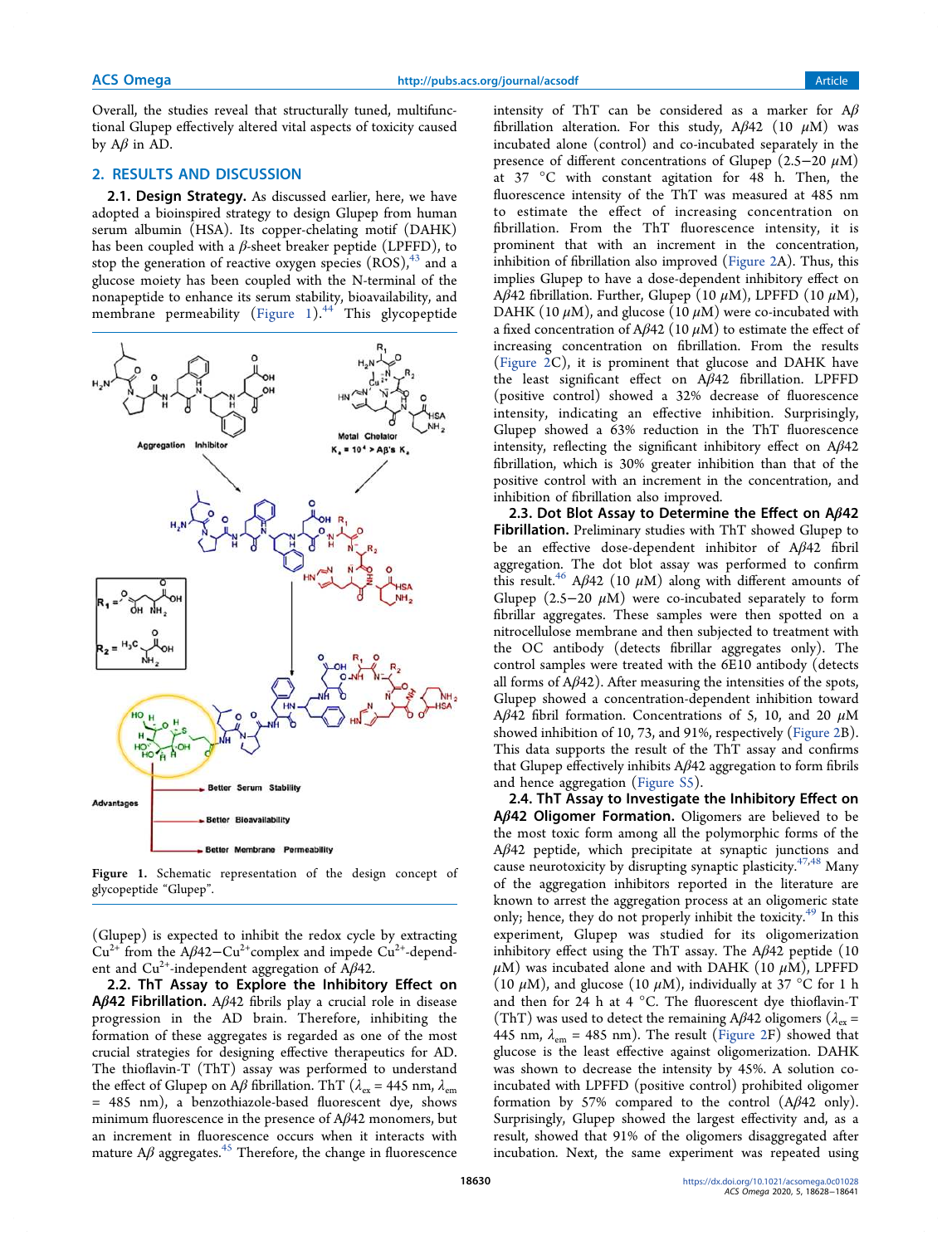Overall, the studies reveal that structurally tuned, multifunctional Glupep effectively altered vital aspects of toxicity caused by Aβ in AD.

## 2. RESULTS AND DISCUSSION

**2.1. Design Strategy.** As discussed earlier, here, we have adopted a bioinspired strategy to design Glupep from human serum albumin (HSA). Its copper-chelating motif (DAHK) has been coupled with a β-sheet breaker peptide (LPFFD), to stop the generation of reactive oxygen species (ROS),[43] and a glucose moiety has been coupled with the N-terminal of the nonapeptide to enhance its serum stability, bioavailability, and membrane permeability (Figure 1).[44] This glycopeptide (Glupep) is expected to inhibit the redox cycle by extracting $Cu^{2+}$ from the Aβ42−$Cu^{2+}$complex and impede $Cu^{2+}$-dependent and $Cu^{2+}$-independent aggregation of Aβ42.

Figure 1. Schematic representation of the design concept of glycopeptide "Glupep".

**2.2. ThT Assay to Explore the Inhibitory Effect on Aβ42 Fibrillation.** Aβ42 fibrils play a crucial role in disease progression in the AD brain. Therefore, inhibiting the formation of these aggregates is regarded as one of the most crucial strategies for designing effective therapeutics for AD. The thioflavin-T (ThT) assay was performed to understand the effect of Glupep on Aβ fibrillation. ThT ($\lambda_{ex}$ = 445 nm, $\lambda_{em}$ = 485 nm), a benzothiazole-based fluorescent dye, shows minimum fluorescence in the presence of Aβ42 monomers, but an increment in fluorescence occurs when it interacts with mature Aβ aggregates.[45] Therefore, the change in fluorescence intensity of ThT can be considered as a marker for Aβ fibrillation alteration. For this study, Aβ42 (10 μM) was incubated alone (control) and co-incubated separately in the presence of different concentrations of Glupep (2.5−20 μM) at 37 °C with constant agitation for 48 h. Then, the fluorescence intensity of the ThT was measured at 485 nm to estimate the effect of increasing concentration on fibrillation. From the ThT fluorescence intensity, it is prominent that with an increment in the concentration, inhibition of fibrillation also improved (Figure 2A). Thus, this implies Glupep to have a dose-dependent inhibitory effect on Aβ42 fibrillation. Further, Glupep (10 μM), LPFFD (10 μM), DAHK (10 μM), and glucose (10 μM) were co-incubated with a fixed concentration of Aβ42 (10 μM) to estimate the effect of increasing concentration on fibrillation. From the results (Figure 2C), it is prominent that glucose and DAHK have the least significant effect on Aβ42 fibrillation. LPFFD (positive control) showed a 32% decrease of fluorescence intensity, indicating an effective inhibition. Surprisingly, Glupep showed a 63% reduction in the ThT fluorescence intensity, reflecting the significant inhibitory effect on Aβ42 fibrillation, which is 30% greater inhibition than that of the positive control with an increment in the concentration, and inhibition of fibrillation also improved.

**2.3. Dot Blot Assay to Determine the Effect on Aβ42 Fibrillation.** Preliminary studies with ThT showed Glupep to be an effective dose-dependent inhibitor of Aβ42 fibril aggregation. The dot blot assay was performed to confirm this result.[46] Aβ42 (10 μM) along with different amounts of Glupep (2.5−20 μM) were co-incubated separately to form fibrillar aggregates. These samples were then spotted on a nitrocellulose membrane and then subjected to treatment with the OC antibody (detects fibrillar aggregates only). The control samples were treated with the 6E10 antibody (detects all forms of Aβ42). After measuring the intensities of the spots, Glupep showed a concentration-dependent inhibition toward Aβ42 fibril formation. Concentrations of 5, 10, and 20 μM showed inhibition of 10, 73, and 91%, respectively (Figure 2B). This data supports the result of the ThT assay and confirms that Glupep effectively inhibits Aβ42 aggregation to form fibrils and hence aggregation (Figure S5).

**2.4. ThT Assay to Investigate the Inhibitory Effect on Aβ42 Oligomer Formation.** Oligomers are believed to be the most toxic form among all the polymorphic forms of the Aβ42 peptide, which precipitate at synaptic junctions and cause neurotoxicity by disrupting synaptic plasticity.[47,48] Many of the aggregation inhibitors reported in the literature are known to arrest the aggregation process at an oligomeric state only; hence, they do not properly inhibit the toxicity.[49] In this experiment, Glupep was studied for its oligomerization inhibitory effect using the ThT assay. The Aβ42 peptide (10 μM) was incubated alone and with DAHK (10 μM), LPFFD (10 μM), and glucose (10 μM), individually at 37 °C for 1 h and then for 24 h at 4 °C. The fluorescent dye thioflavin-T (ThT) was used to detect the remaining Aβ42 oligomers ($\lambda_{ex}$ = 445 nm, $\lambda_{em}$ = 485 nm). The result (Figure 2F) showed that glucose is the least effective against oligomerization. DAHK was shown to decrease the intensity by 45%. A solution co-incubated with LPFFD (positive control) prohibited oligomer formation by 57% compared to the control (Aβ42 only). Surprisingly, Glupep showed the largest effectivity and, as a result, showed that 91% of the oligomers disaggregated after incubation. Next, the same experiment was repeated using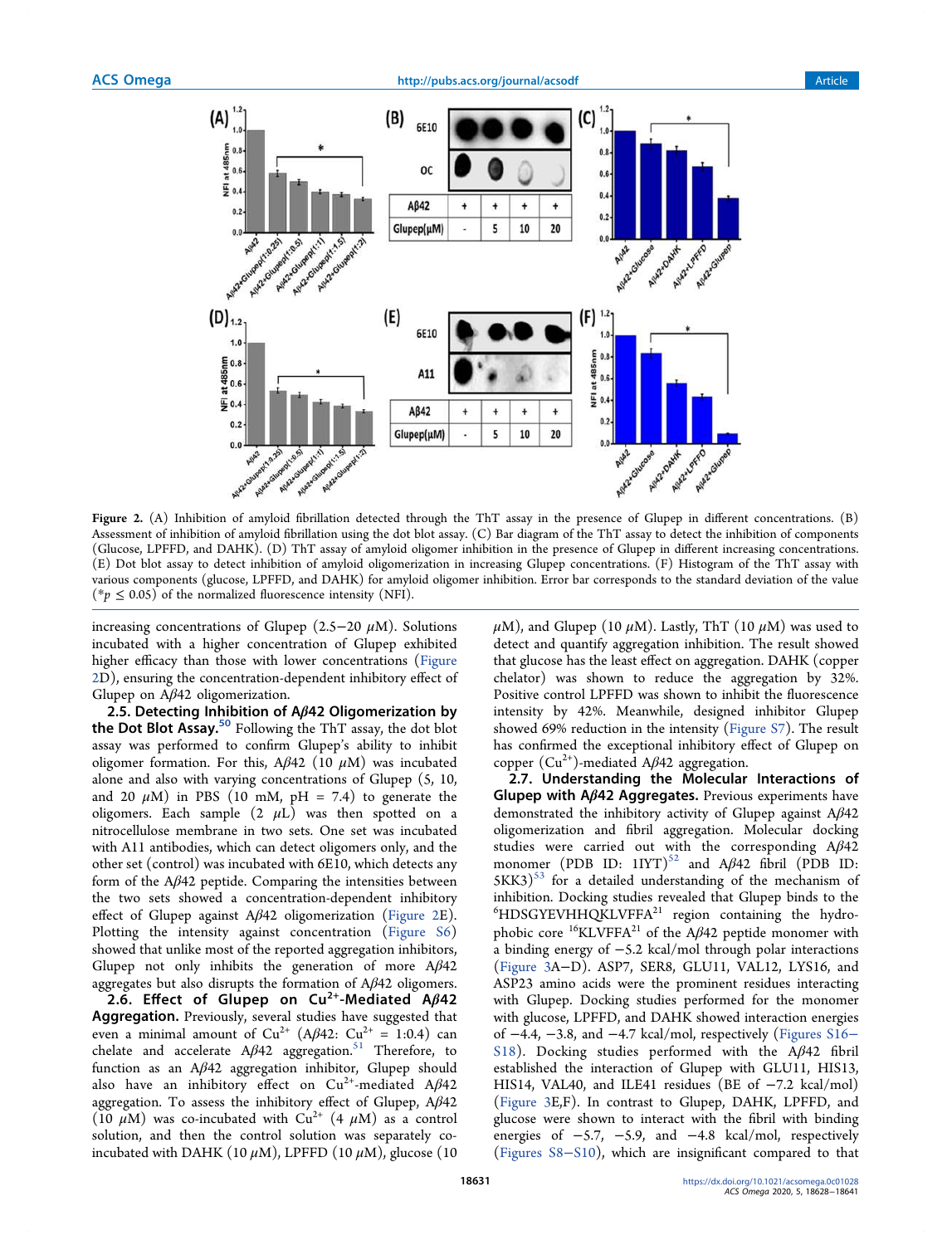Figure 2. (A) Inhibition of amyloid fibrillation detected through the ThT assay in the presence of Glupep in different concentrations. (B) Assessment of inhibition of amyloid fibrillation using the dot blot assay. (C) Bar diagram of the ThT assay to detect the inhibition of components (Glucose, LPFFD, and DAHK). (D) ThT assay of amyloid oligomer inhibition in the presence of Glupep in different increasing concentrations. (E) Dot blot assay to detect inhibition of amyloid oligomerization in increasing Glupep concentrations. (F) Histogram of the ThT assay with various components (glucose, LPFFD, and DAHK) for amyloid oligomer inhibition. Error bar corresponds to the standard deviation of the value (* $p \leq 0.05$) of the normalized fluorescence intensity (NFI).

increasing concentrations of Glupep (2.5−20 μM). Solutions incubated with a higher concentration of Glupep exhibited higher efficacy than those with lower concentrations (Figure 2D), ensuring the concentration-dependent inhibitory effect of Glupep on Aβ42 oligomerization.

**2.5. Detecting Inhibition of Aβ42 Oligomerization by the Dot Blot Assay.**[50] Following the ThT assay, the dot blot assay was performed to confirm Glupep's ability to inhibit oligomer formation. For this, Aβ42 (10 μM) was incubated alone and also with varying concentrations of Glupep (5, 10, and 20 μM) in PBS (10 mM, pH = 7.4) to generate the oligomers. Each sample (2 μL) was then spotted on a nitrocellulose membrane in two sets. One set was incubated with A11 antibodies, which can detect oligomers only, and the other set (control) was incubated with 6E10, which detects any form of the Aβ42 peptide. Comparing the intensities between the two sets showed a concentration-dependent inhibitory effect of Glupep against Aβ42 oligomerization (Figure 2E). Plotting the intensity against concentration (Figure S6) showed that unlike most of the reported aggregation inhibitors, Glupep not only inhibits the generation of more Aβ42 aggregates but also disrupts the formation of Aβ42 oligomers.

**2.6. Effect of Glupep on $Cu^{2+}$-Mediated Aβ42 Aggregation.** Previously, several studies have suggested that even a minimal amount of $Cu^{2+}$ (Aβ42: $Cu^{2+}$ = 1:0.4) can chelate and accelerate Aβ42 aggregation.[51] Therefore, to function as an Aβ42 aggregation inhibitor, Glupep should also have an inhibitory effect on $Cu^{2+}$-mediated Aβ42 aggregation. To assess the inhibitory effect of Glupep, Aβ42 (10 μM) was co-incubated with $Cu^{2+}$ (4 μM) as a control solution, and then the control solution was separately co-incubated with DAHK (10 μM), LPFFD (10 μM), glucose (10 μM), and Glupep (10 μM). Lastly, ThT (10 μM) was used to detect and quantify aggregation inhibition. The result showed that glucose has the least effect on aggregation. DAHK (copper chelator) was shown to reduce the aggregation by 32%. Positive control LPFFD was shown to inhibit the fluorescence intensity by 42%. Meanwhile, designed inhibitor Glupep showed 69% reduction in the intensity (Figure S7). The result has confirmed the exceptional inhibitory effect of Glupep on copper ($Cu^{2+}$)-mediated Aβ42 aggregation.

**2.7. Understanding the Molecular Interactions of Glupep with Aβ42 Aggregates.** Previous experiments have demonstrated the inhibitory activity of Glupep against Aβ42 oligomerization and fibril aggregation. Molecular docking studies were carried out with the corresponding Aβ42 monomer (PDB ID: 1IYT)[52] and Aβ42 fibril (PDB ID: 5KK3)[53] for a detailed understanding of the mechanism of inhibition. Docking studies revealed that Glupep binds to the [6]HDSGYEVHHQKLVFFA[21] region containing the hydrophobic core [16]KLVFFA[21] of the Aβ42 peptide monomer with a binding energy of −5.2 kcal/mol through polar interactions (Figure 3A−D). ASP7, SER8, GLU11, VAL12, LYS16, and ASP23 amino acids were the prominent residues interacting with Glupep. Docking studies performed for the monomer with glucose, LPFFD, and DAHK showed interaction energies of −4.4, −3.8, and −4.7 kcal/mol, respectively (Figures S16−S18). Docking studies performed with the Aβ42 fibril established the interaction of Glupep with GLU11, HIS13, HIS14, VAL40, and ILE41 residues (BE of −7.2 kcal/mol) (Figure 3E,F). In contrast to Glupep, DAHK, LPFFD, and glucose were shown to interact with the fibril with binding energies of −5.7, −5.9, and −4.8 kcal/mol, respectively (Figures S8−S10), which are insignificant compared to that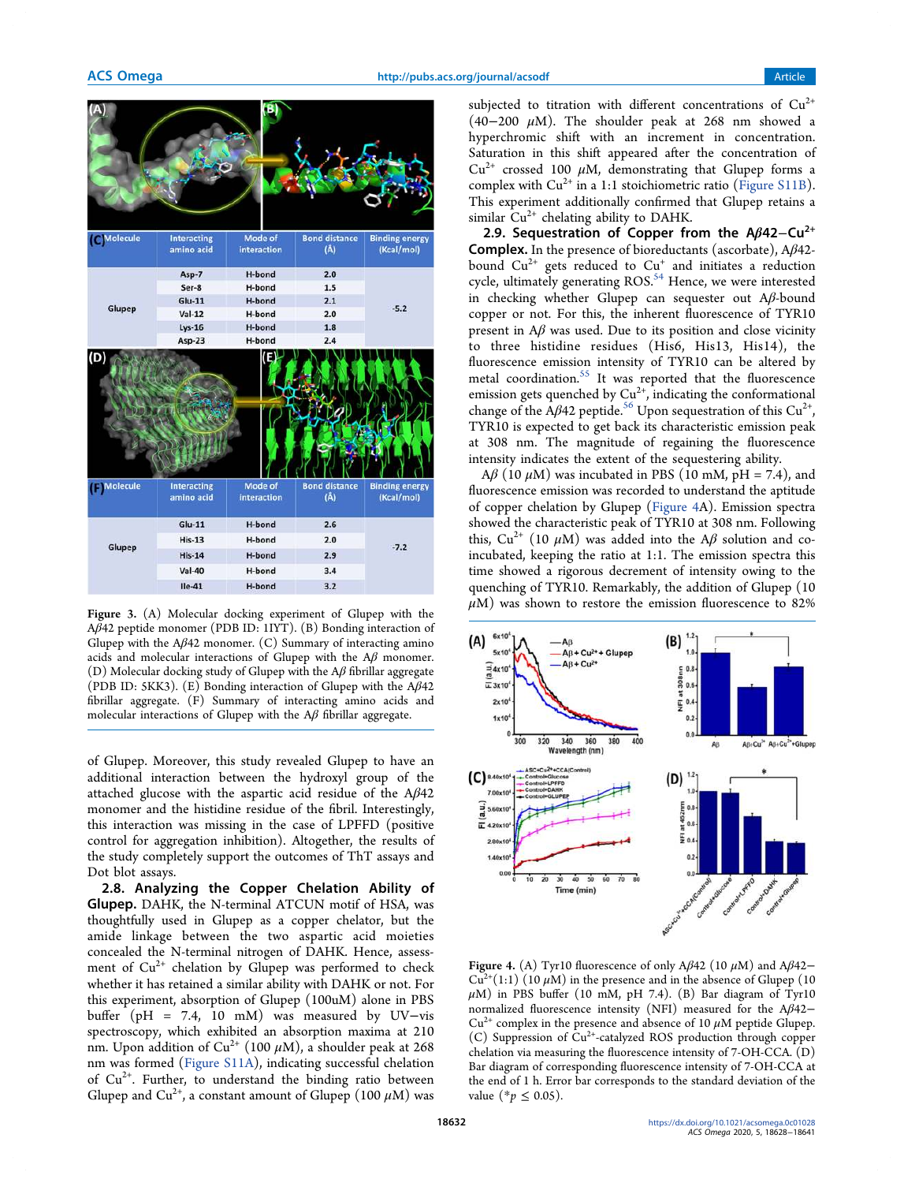| Molecule | Interacting amino acid | Mode of interaction | Bond distance (Å) | Binding energy (Kcal/mol) |
|---|---|---|---|---|
| Glupep | Asp-7 | H-bond | 2.0 | -5.2 |
| | Ser-8 | H-bond | 1.5 | |
| | Glu-11 | H-bond | 2.1 | |
| | Val-12 | H-bond | 2.0 | |
| | Lys-16 | H-bond | 1.8 | |
| | Asp-23 | H-bond | 2.4 | |

| Molecule | Interacting amino acid | Mode of interaction | Bond distance (Å) | Binding energy (Kcal/mol) |
|---|---|---|---|---|
| Glupep | Glu-11 | H-bond | 2.6 | -7.2 |
| | His-13 | H-bond | 2.0 | |
| | His-14 | H-bond | 2.9 | |
| | Val-40 | H-bond | 3.4 | |
| | Ile-41 | H-bond | 3.2 | |

Figure 3. (A) Molecular docking experiment of Glupep with the Aβ42 peptide monomer (PDB ID: 1IYT). (B) Bonding interaction of Glupep with the Aβ42 monomer. (C) Summary of interacting amino acids and molecular interactions of Glupep with the Aβ monomer. (D) Molecular docking study of Glupep with the Aβ fibrillar aggregate (PDB ID: 5KK3). (E) Bonding interaction of Glupep with the Aβ42 fibrillar aggregate. (F) Summary of interacting amino acids and molecular interactions of Glupep with the Aβ fibrillar aggregate.

of Glupep. Moreover, this study revealed Glupep to have an additional interaction between the hydroxyl group of the attached glucose with the aspartic acid residue of the Aβ42 monomer and the histidine residue of the fibril. Interestingly, this interaction was missing in the case of LPFFD (positive control for aggregation inhibition). Altogether, the results of the study completely support the outcomes of ThT assays and Dot blot assays.

## 2.8. Analyzing the Copper Chelation Ability of Glupep.

DAHK, the N-terminal ATCUN motif of HSA, was thoughtfully used in Glupep as a copper chelator, but the amide linkage between the two aspartic acid moieties concealed the N-terminal nitrogen of DAHK. Hence, assessment of $Cu^{2+}$ chelation by Glupep was performed to check whether it has retained a similar ability with DAHK or not. For this experiment, absorption of Glupep (100uM) alone in PBS buffer (pH = 7.4, 10 mM) was measured by UV–vis spectroscopy, which exhibited an absorption maxima at 210 nm. Upon addition of $Cu^{2+}$ (100 μM), a shoulder peak at 268 nm was formed (Figure S11A), indicating successful chelation of $Cu^{2+}$. Further, to understand the binding ratio between Glupep and $Cu^{2+}$, a constant amount of Glupep (100 μM) was subjected to titration with different concentrations of $Cu^{2+}$ (40–200 μM). The shoulder peak at 268 nm showed a hyperchromic shift with an increment in concentration. Saturation in this shift appeared after the concentration of $Cu^{2+}$ crossed 100 μM, demonstrating that Glupep forms a complex with $Cu^{2+}$ in a 1:1 stoichiometric ratio (Figure S11B). This experiment additionally confirmed that Glupep retains a similar $Cu^{2+}$ chelating ability to DAHK.

## 2.9. Sequestration of Copper from the Aβ42–$Cu^{2+}$ Complex.

In the presence of bioreductants (ascorbate), Aβ42-bound $Cu^{2+}$ gets reduced to $Cu^{+}$ and initiates a reduction cycle, ultimately generating ROS.[54] Hence, we were interested in checking whether Glupep can sequester out Aβ-bound copper or not. For this, the inherent fluorescence of TYR10 present in Aβ was used. Due to its position and close vicinity to three histidine residues (His6, His13, His14), the fluorescence emission intensity of TYR10 can be altered by metal coordination.[55] It was reported that the fluorescence emission gets quenched by $Cu^{2+}$, indicating the conformational change of the Aβ42 peptide.[56] Upon sequestration of this $Cu^{2+}$, TYR10 is expected to get back its characteristic emission peak at 308 nm. The magnitude of regaining the fluorescence intensity indicates the extent of the sequestering ability.

Aβ (10 μM) was incubated in PBS (10 mM, pH = 7.4), and fluorescence emission was recorded to understand the aptitude of copper chelation by Glupep (Figure 4A). Emission spectra showed the characteristic peak of TYR10 at 308 nm. Following this, $Cu^{2+}$ (10 μM) was added into the Aβ solution and co-incubated, keeping the ratio at 1:1. The emission spectra this time showed a rigorous decrement of intensity owing to the quenching of TYR10. Remarkably, the addition of Glupep (10 μM) was shown to restore the emission fluorescence to 82%

Figure 4. (A) Tyr10 fluorescence of only Aβ42 (10 μM) and Aβ42–$Cu^{2+}$(1:1) (10 μM) in the presence and in the absence of Glupep (10 μM) in PBS buffer (10 mM, pH 7.4). (B) Bar diagram of Tyr10 normalized fluorescence intensity (NFI) measured for the Aβ42–$Cu^{2+}$ complex in the presence and absence of 10 μM peptide Glupep. (C) Suppression of $Cu^{2+}$-catalyzed ROS production through copper chelation via measuring the fluorescence intensity of 7-OH-CCA. (D) Bar diagram of corresponding fluorescence intensity of 7-OH-CCA at the end of 1 h. Error bar corresponds to the standard deviation of the value (*$p \leq 0.05$).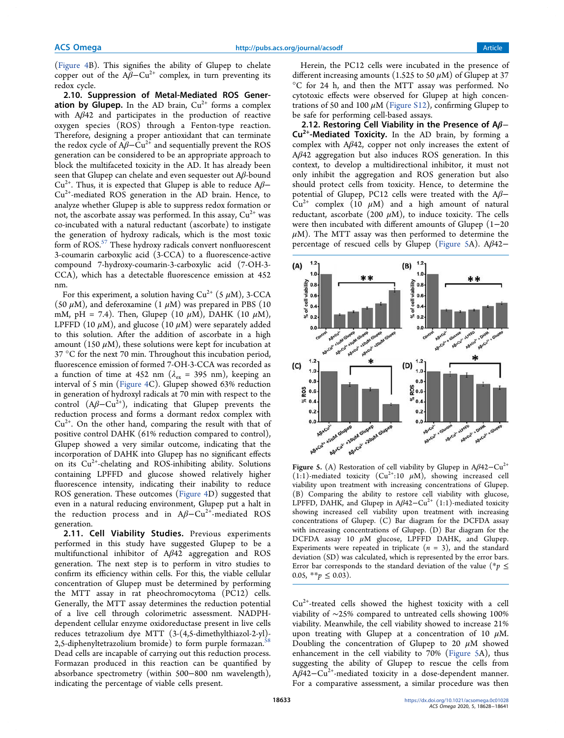(Figure 4B). This signifies the ability of Glupep to chelate copper out of the $A\beta-Cu^{2+}$ complex, in turn preventing its redox cycle.

**2.10. Suppression of Metal-Mediated ROS Generation by Glupep.** In the AD brain, $Cu^{2+}$ forms a complex with $A\beta42$ and participates in the production of reactive oxygen species (ROS) through a Fenton-type reaction. Therefore, designing a proper antioxidant that can terminate the redox cycle of $A\beta-Cu^{2+}$ and sequentially prevent the ROS generation can be considered to be an appropriate approach to block the multifaceted toxicity in the AD. It has already been seen that Glupep can chelate and even sequester out $A\beta$-bound $Cu^{2+}$. Thus, it is expected that Glupep is able to reduce $A\beta-Cu^{2+}$-mediated ROS generation in the AD brain. Hence, to analyze whether Glupep is able to suppress redox formation or not, the ascorbate assay was performed. In this assay, $Cu^{2+}$ was co-incubated with a natural reductant (ascorbate) to instigate the generation of hydroxy radicals, which is the most toxic form of ROS.[57] These hydroxy radicals convert nonfluorescent 3-coumarin carboxylic acid (3-CCA) to a fluorescence-active compound 7-hydroxy-coumarin-3-carboxylic acid (7-OH-3-CCA), which has a detectable fluorescence emission at 452 nm.

For this experiment, a solution having $Cu^{2+}$ (5 $\mu$M), 3-CCA (50 $\mu$M), and deferoxamine (1 $\mu$M) was prepared in PBS (10 mM, pH = 7.4). Then, Glupep (10 $\mu$M), DAHK (10 $\mu$M), LPFFD (10 $\mu$M), and glucose (10 $\mu$M) were separately added to this solution. After the addition of ascorbate in a high amount (150 $\mu$M), these solutions were kept for incubation at 37 °C for the next 70 min. Throughout this incubation period, fluorescence emission of formed 7-OH-3-CCA was recorded as a function of time at 452 nm ($\lambda_{ex}$ = 395 nm), keeping an interval of 5 min (Figure 4C). Glupep showed 63% reduction in generation of hydroxyl radicals at 70 min with respect to the control ($A\beta-Cu^{2+}$), indicating that Glupep prevents the reduction process and forms a dormant redox complex with $Cu^{2+}$. On the other hand, comparing the result with that of positive control DAHK (61% reduction compared to control), Glupep showed a very similar outcome, indicating that the incorporation of DAHK into Glupep has no significant effects on its $Cu^{2+}$-chelating and ROS-inhibiting ability. Solutions containing LPFFD and glucose showed relatively higher fluorescence intensity, indicating their inability to reduce ROS generation. These outcomes (Figure 4D) suggested that even in a natural reducing environment, Glupep put a halt in the reduction process and in $A\beta-Cu^{2+}$-mediated ROS generation.

**2.11. Cell Viability Studies.** Previous experiments performed in this study have suggested Glupep to be a multifunctional inhibitor of $A\beta42$ aggregation and ROS generation. The next step is to perform in vitro studies to confirm its efficiency within cells. For this, the viable cellular concentration of Glupep must be determined by performing the MTT assay in rat pheochromocytoma (PC12) cells. Generally, the MTT assay determines the reduction potential of a live cell through colorimetric assessment. NADPH-dependent cellular enzyme oxidoreductase present in live cells reduces tetrazolium dye MTT (3-(4,5-dimethylthiazol-2-yl)-2,5-diphenyltetrazolium bromide) to form purple formazan.[58] Dead cells are incapable of carrying out this reduction process. Formazan produced in this reaction can be quantified by absorbance spectrometry (within 500−800 nm wavelength), indicating the percentage of viable cells present.

Herein, the PC12 cells were incubated in the presence of different increasing amounts (1.525 to 50 $\mu$M) of Glupep at 37 °C for 24 h, and then the MTT assay was performed. No cytotoxic effects were observed for Glupep at high concentrations of 50 and 100 $\mu$M (Figure S12), confirming Glupep to be safe for performing cell-based assays.

**2.12. Restoring Cell Viability in the Presence of $A\beta-Cu^{2+}$-Mediated Toxicity.** In the AD brain, by forming a complex with $A\beta42$, copper not only increases the extent of $A\beta42$ aggregation but also induces ROS generation. In this context, to develop a multidirectional inhibitor, it must not only inhibit the aggregation and ROS generation but also should protect cells from toxicity. Hence, to determine the potential of Glupep, PC12 cells were treated with the $A\beta-Cu^{2+}$ complex (10 $\mu$M) and a high amount of natural reductant, ascorbate (200 $\mu$M), to induce toxicity. The cells were then incubated with different amounts of Glupep (1−20 $\mu$M). The MTT assay was then performed to determine the percentage of rescued cells by Glupep (Figure 5A). $A\beta42-Cu^{2+}$-treated cells showed the highest toxicity with a cell viability of ~25% compared to untreated cells showing 100% viability. Meanwhile, the cell viability showed to increase 21% upon treating with Glupep at a concentration of 10 $\mu$M. Doubling the concentration of Glupep to 20 $\mu$M showed enhancement in the cell viability to 70% (Figure 5A), thus suggesting the ability of Glupep to rescue the cells from $A\beta42-Cu^{2+}$-mediated toxicity in a dose-dependent manner. For a comparative assessment, a similar procedure was then

Figure 5. (A) Restoration of cell viability by Glupep in $A\beta42-Cu^{2+}$ (1:1)-mediated toxicity ($Cu^{2+}$:10 $\mu$M), showing increased cell viability upon treatment with increasing concentrations of Glupep. (B) Comparing the ability to restore cell viability with glucose, LPFFD, DAHK, and Glupep in $A\beta42-Cu^{2+}$ (1:1)-mediated toxicity showing increased cell viability upon treatment with increasing concentrations of Glupep. (C) Bar diagram for the DCFDA assay with increasing concentrations of Glupep. (D) Bar diagram for the DCFDA assay 10 $\mu$M glucose, LPFFD DAHK, and Glupep. Experiments were repeated in triplicate ($n$ = 3), and the standard deviation (SD) was calculated, which is represented by the error bars. Error bar corresponds to the standard deviation of the value (*$p \leq 0.05$, **$p \leq 0.03$).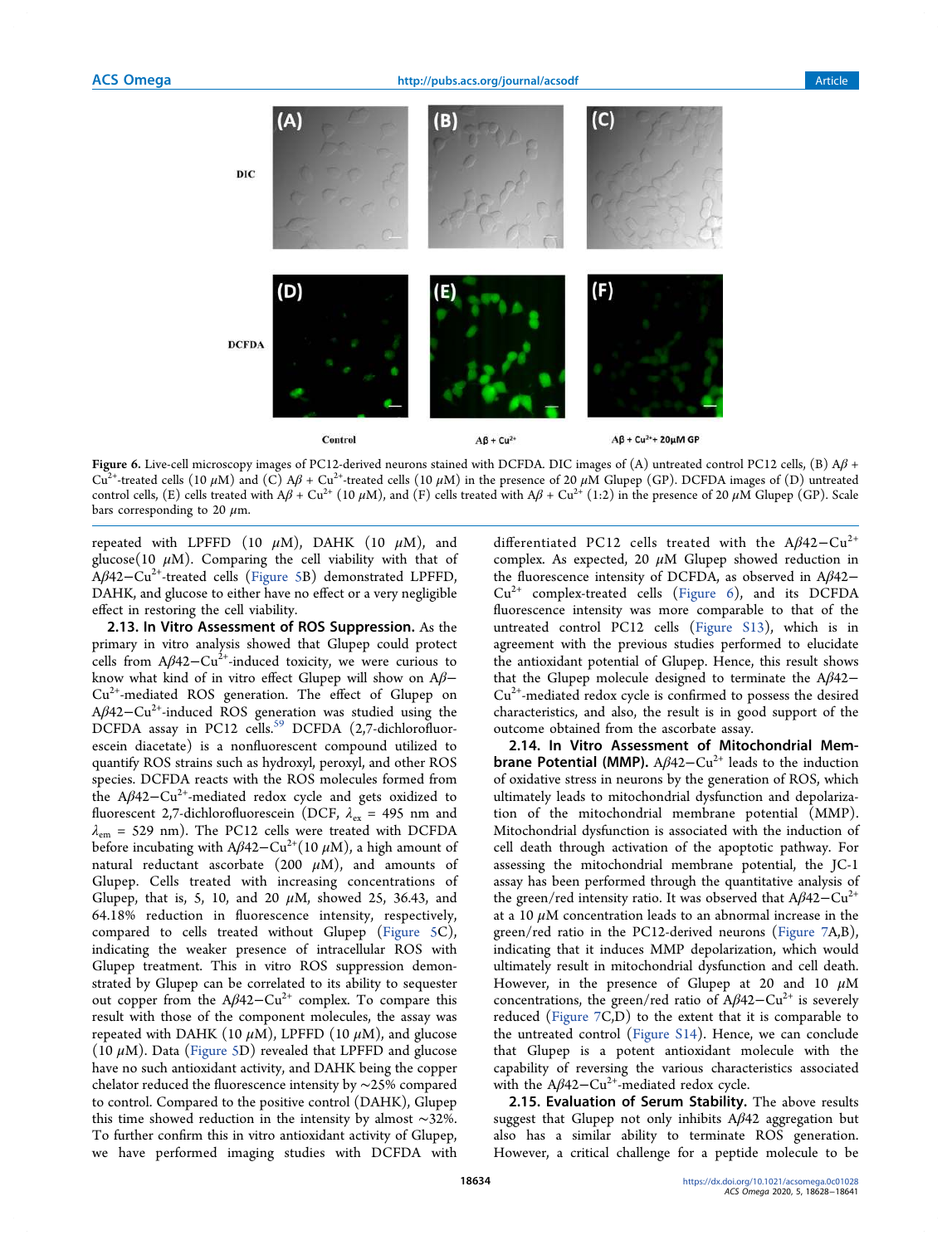Figure 6. Live-cell microscopy images of PC12-derived neurons stained with DCFDA. DIC images of (A) untreated control PC12 cells, (B) A$\beta$ + $Cu^{2+}$-treated cells (10 $\mu$M) and (C) A$\beta$ + $Cu^{2+}$-treated cells (10 $\mu$M) in the presence of 20 $\mu$M Glupep (GP). DCFDA images of (D) untreated control cells, (E) cells treated with A$\beta$ + $Cu^{2+}$ (10 $\mu$M), and (F) cells treated with A$\beta$ + $Cu^{2+}$ (1:2) in the presence of 20 $\mu$M Glupep (GP). Scale bars corresponding to 20 $\mu$m.

repeated with LPFFD (10 $\mu$M), DAHK (10 $\mu$M), and glucose(10 $\mu$M). Comparing the cell viability with that of A$\beta$42−$Cu^{2+}$-treated cells (Figure 5B) demonstrated LPFFD, DAHK, and glucose to either have no effect or a very negligible effect in restoring the cell viability.

**2.13. In Vitro Assessment of ROS Suppression.** As the primary in vitro analysis showed that Glupep could protect cells from A$\beta$42−$Cu^{2+}$-induced toxicity, we were curious to know what kind of in vitro effect Glupep will show on A$\beta$−$Cu^{2+}$-mediated ROS generation. The effect of Glupep on A$\beta$42−$Cu^{2+}$-induced ROS generation was studied using the DCFDA assay in PC12 cells.[59] DCFDA (2,7-dichlorofluorescein diacetate) is a nonfluorescent compound utilized to quantify ROS strains such as hydroxyl, peroxyl, and other ROS species. DCFDA reacts with the ROS molecules formed from the A$\beta$42−$Cu^{2+}$-mediated redox cycle and gets oxidized to fluorescent 2,7-dichlorofluorescein (DCF, $\lambda_{ex}$ = 495 nm and $\lambda_{em}$ = 529 nm). The PC12 cells were treated with DCFDA before incubating with A$\beta$42−$Cu^{2+}$(10 $\mu$M), a high amount of natural reductant ascorbate (200 $\mu$M), and amounts of Glupep. Cells treated with increasing concentrations of Glupep, that is, 5, 10, and 20 $\mu$M, showed 25, 36.43, and 64.18% reduction in fluorescence intensity, respectively, compared to cells treated without Glupep (Figure 5C), indicating the weaker presence of intracellular ROS with Glupep treatment. This in vitro ROS suppression demonstrated by Glupep can be correlated to its ability to sequester out copper from the A$\beta$42−$Cu^{2+}$ complex. To compare this result with those of the component molecules, the assay was repeated with DAHK (10 $\mu$M), LPFFD (10 $\mu$M), and glucose (10 $\mu$M). Data (Figure 5D) revealed that LPFFD and glucose have no such antioxidant activity, and DAHK being the copper chelator reduced the fluorescence intensity by ~25% compared to control. Compared to the positive control (DAHK), Glupep this time showed reduction in the intensity by almost ~32%. To further confirm this in vitro antioxidant activity of Glupep, we have performed imaging studies with DCFDA with differentiated PC12 cells treated with the A$\beta$42−$Cu^{2+}$ complex. As expected, 20 $\mu$M Glupep showed reduction in the fluorescence intensity of DCFDA, as observed in A$\beta$42−$Cu^{2+}$ complex-treated cells (Figure 6), and its DCFDA fluorescence intensity was more comparable to that of the untreated control PC12 cells (Figure S13), which is in agreement with the previous studies performed to elucidate the antioxidant potential of Glupep. Hence, this result shows that the Glupep molecule designed to terminate the A$\beta$42−$Cu^{2+}$-mediated redox cycle is confirmed to possess the desired characteristics, and also, the result is in good support of the outcome obtained from the ascorbate assay.

**2.14. In Vitro Assessment of Mitochondrial Membrane Potential (MMP).** A$\beta$42−$Cu^{2+}$ leads to the induction of oxidative stress in neurons by the generation of ROS, which ultimately leads to mitochondrial dysfunction and depolarization of the mitochondrial membrane potential (MMP). Mitochondrial dysfunction is associated with the induction of cell death through activation of the apoptotic pathway. For assessing the mitochondrial membrane potential, the JC-1 assay has been performed through the quantitative analysis of the green/red intensity ratio. It was observed that A$\beta$42−$Cu^{2+}$ at a 10 $\mu$M concentration leads to an abnormal increase in the green/red ratio in the PC12-derived neurons (Figure 7A,B), indicating that it induces MMP depolarization, which would ultimately result in mitochondrial dysfunction and cell death. However, in the presence of Glupep at 20 and 10 $\mu$M concentrations, the green/red ratio of A$\beta$42−$Cu^{2+}$ is severely reduced (Figure 7C,D) to the extent that it is comparable to the untreated control (Figure S14). Hence, we can conclude that Glupep is a potent antioxidant molecule with the capability of reversing the various characteristics associated with the A$\beta$42−$Cu^{2+}$-mediated redox cycle.

**2.15. Evaluation of Serum Stability.** The above results suggest that Glupep not only inhibits A$\beta$42 aggregation but also has a similar ability to terminate ROS generation. However, a critical challenge for a peptide molecule to be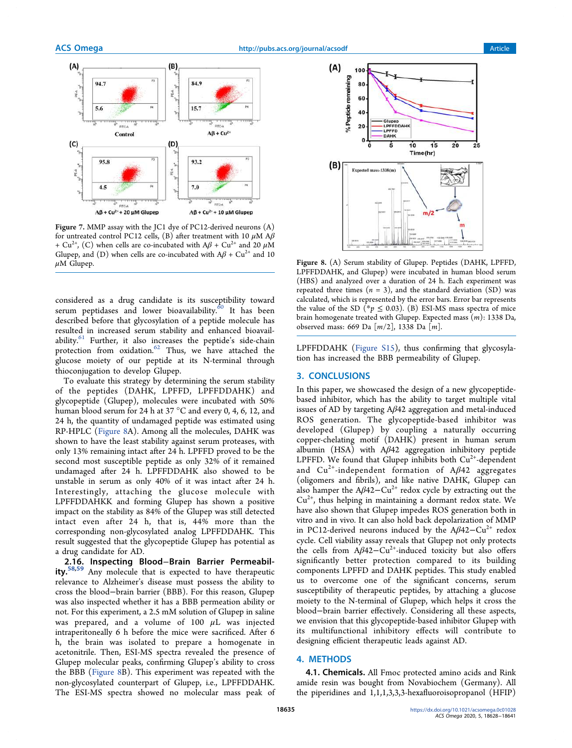Figure 7. MMP assay with the JC1 dye of PC12-derived neurons (A) for untreated control PC12 cells, (B) after treatment with 10 $\mu$M A$\beta$ + $Cu^{2+}$, (C) when cells are co-incubated with A$\beta$ + $Cu^{2+}$ and 20 $\mu$M Glupep, and (D) when cells are co-incubated with A$\beta$ + $Cu^{2+}$ and 10 $\mu$M Glupep.

considered as a drug candidate is its susceptibility toward serum peptidases and lower bioavailability.[60] It has been described before that glycosylation of a peptide molecule has resulted in increased serum stability and enhanced bioavailability.[61] Further, it also increases the peptide's side-chain protection from oxidation.[62] Thus, we have attached the glucose moiety of our peptide at its N-terminal through thioconjugation to develop Glupep.

To evaluate this strategy by determining the serum stability of the peptides (DAHK, LPFFD, LPFFDDAHK) and glycopeptide (Glupep), molecules were incubated with 50% human blood serum for 24 h at 37 °C and every 0, 4, 6, 12, and 24 h, the quantity of undamaged peptide was estimated using RP-HPLC (Figure 8A). Among all the molecules, DAHK was shown to have the least stability against serum proteases, with only 13% remaining intact after 24 h. LPFFD proved to be the second most susceptible peptide as only 32% of it remained undamaged after 24 h. LPFFDDAHK also showed to be unstable in serum as only 40% of it was intact after 24 h. Interestingly, attaching the glucose molecule with LPFFDDAHKK and forming Glupep has shown a positive impact on the stability as 84% of the Glupep was still detected intact even after 24 h, that is, 44% more than the corresponding non-glycosylated analog LPFFDDAHK. This result suggested that the glycopeptide Glupep has potential as a drug candidate for AD.

**2.16. Inspecting Blood−Brain Barrier Permeability.**[58,59] Any molecule that is expected to have therapeutic relevance to Alzheimer's disease must possess the ability to cross the blood−brain barrier (BBB). For this reason, Glupep was also inspected whether it has a BBB permeation ability or not. For this experiment, a 2.5 mM solution of Glupep in saline was prepared, and a volume of 100 $\mu$L was injected intraperitoneally 6 h before the mice were sacrificed. After 6 h, the brain was isolated to prepare a homogenate in acetonitrile. Then, ESI-MS spectra revealed the presence of Glupep molecular peaks, confirming Glupep's ability to cross the BBB (Figure 8B). This experiment was repeated with the non-glycosylated counterpart of Glupep, i.e., LPFFDDAHK. The ESI-MS spectra showed no molecular mass peak of LPFFDDAHK (Figure S15), thus confirming that glycosylation has increased the BBB permeability of Glupep.

Figure 8. (A) Serum stability of Glupep. Peptides (DAHK, LPFFD, LPFFDDAHK, and Glupep) were incubated in human blood serum (HBS) and analyzed over a duration of 24 h. Each experiment was repeated three times ($n = 3$), and the standard deviation (SD) was calculated, which is represented by the error bars. Error bar represents the value of the SD ($*p \leq 0.03$). (B) ESI-MS mass spectra of mice brain homogenate treated with Glupep. Expected mass ($m$): 1338 Da, observed mass: 669 Da [$m$/2], 1338 Da [$m$].

## 3. CONCLUSIONS

In this paper, we showcased the design of a new glycopeptide-based inhibitor, which has the ability to target multiple vital issues of AD by targeting A$\beta$42 aggregation and metal-induced ROS generation. The glycopeptide-based inhibitor was developed (Glupep) by coupling a naturally occurring copper-chelating motif (DAHK) present in human serum albumin (HSA) with A$\beta$42 aggregation inhibitory peptide LPFFD. We found that Glupep inhibits both $Cu^{2+}$-dependent and $Cu^{2+}$-independent formation of A$\beta$42 aggregates (oligomers and fibrils), and like native DAHK, Glupep can also hamper the A$\beta$42−$Cu^{2+}$ redox cycle by extracting out the $Cu^{2+}$, thus helping in maintaining a dormant redox state. We have also shown that Glupep impedes ROS generation both in vitro and in vivo. It can also hold back depolarization of MMP in PC12-derived neurons induced by the A$\beta$42−$Cu^{2+}$ redox cycle. Cell viability assay reveals that Glupep not only protects the cells from A$\beta$42−$Cu^{2+}$-induced toxicity but also offers significantly better protection compared to its building components LPFFD and DAHK peptides. This study enabled us to overcome one of the significant concerns, serum susceptibility of therapeutic peptides, by attaching a glucose moiety to the N-terminal of Glupep, which helps it cross the blood−brain barrier effectively. Considering all these aspects, we envision that this glycopeptide-based inhibitor Glupep with its multifunctional inhibitory effects will contribute to designing efficient therapeutic leads against AD.

## 4. METHODS

**4.1. Chemicals.** All Fmoc protected amino acids and Rink amide resin was bought from Novabiochem (Germany). All the piperidines and 1,1,1,3,3,3-hexafluoroisopropanol (HFIP)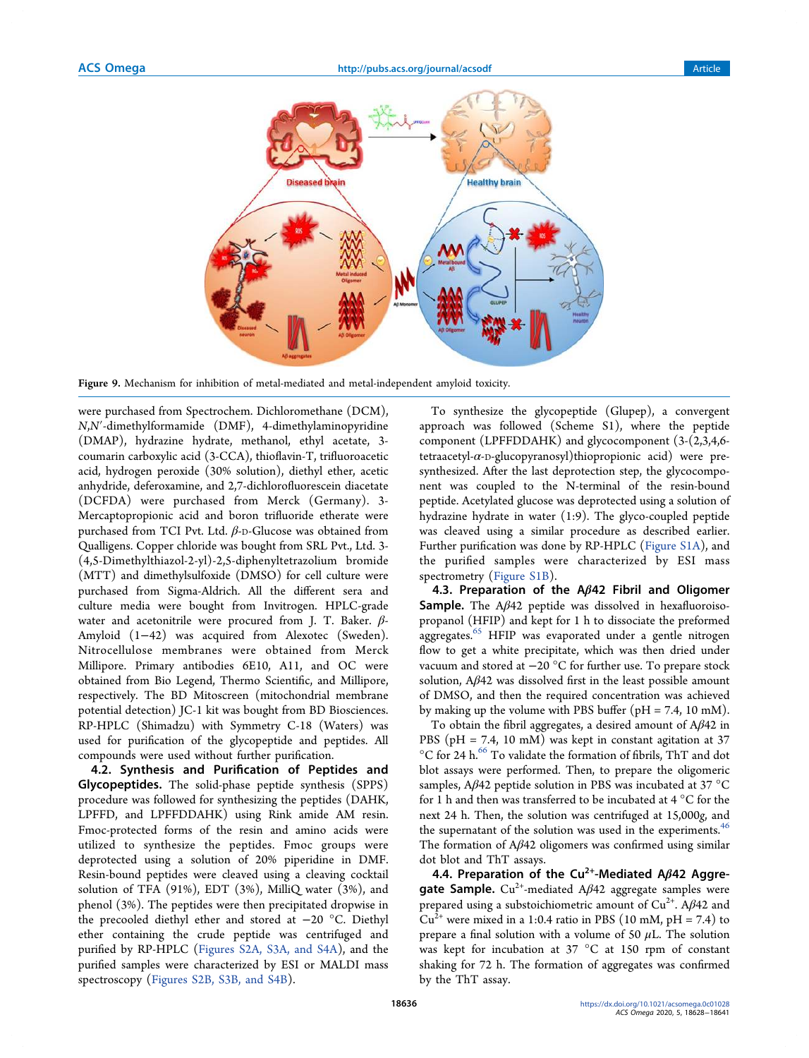Figure 9. Mechanism for inhibition of metal-mediated and metal-independent amyloid toxicity.

were purchased from Spectrochem. Dichloromethane (DCM), *N*,*N*′-dimethylformamide (DMF), 4-dimethylaminopyridine (DMAP), hydrazine hydrate, methanol, ethyl acetate, 3-coumarin carboxylic acid (3-CCA), thioflavin-T, trifluoroacetic acid, hydrogen peroxide (30% solution), diethyl ether, acetic anhydride, deferoxamine, and 2,7-dichlorofluorescein diacetate (DCFDA) were purchased from Merck (Germany). 3-Mercaptopropionic acid and boron trifluoride etherate were purchased from TCI Pvt. Ltd. *β*-D-Glucose was obtained from Qualligens. Copper chloride was bought from SRL Pvt., Ltd. 3-(4,5-Dimethylthiazol-2-yl)-2,5-diphenyltetrazolium bromide (MTT) and dimethylsulfoxide (DMSO) for cell culture were purchased from Sigma-Aldrich. All the different sera and culture media were bought from Invitrogen. HPLC-grade water and acetonitrile were procured from J. T. Baker. *β*-Amyloid (1−42) was acquired from Alexotec (Sweden). Nitrocellulose membranes were obtained from Merck Millipore. Primary antibodies 6E10, A11, and OC were obtained from Bio Legend, Thermo Scientific, and Millipore, respectively. The BD Mitoscreen (mitochondrial membrane potential detection) JC-1 kit was bought from BD Biosciences. RP-HPLC (Shimadzu) with Symmetry C-18 (Waters) was used for purification of the glycopeptide and peptides. All compounds were used without further purification.

## 4.2. Synthesis and Purification of Peptides and Glycopeptides.

The solid-phase peptide synthesis (SPPS) procedure was followed for synthesizing the peptides (DAHK, LPFFD, and LPFFDDAHK) using Rink amide AM resin. Fmoc-protected forms of the resin and amino acids were utilized to synthesize the peptides. Fmoc groups were deprotected using a solution of 20% piperidine in DMF. Resin-bound peptides were cleaved using a cleaving cocktail solution of TFA (91%), EDT (3%), MilliQ water (3%), and phenol (3%). The peptides were then precipitated dropwise in the precooled diethyl ether and stored at −20 °C. Diethyl ether containing the crude peptide was centrifuged and purified by RP-HPLC (Figures S2A, S3A, and S4A), and the purified samples were characterized by ESI or MALDI mass spectroscopy (Figures S2B, S3B, and S4B).

To synthesize the glycopeptide (Glupep), a convergent approach was followed (Scheme S1), where the peptide component (LPFFDDAHK) and glycocomponent (3-(2,3,4,6-tetraacetyl-*α*-D-glucopyranosyl)thiopropionic acid) were presynthesized. After the last deprotection step, the glycocomponent was coupled to the N-terminal of the resin-bound peptide. Acetylated glucose was deprotected using a solution of hydrazine hydrate in water (1:9). The glyco-coupled peptide was cleaved using a similar procedure as described earlier. Further purification was done by RP-HPLC (Figure S1A), and the purified samples were characterized by ESI mass spectrometry (Figure S1B).

## 4.3. Preparation of the A*β*42 Fibril and Oligomer Sample.

The A*β*42 peptide was dissolved in hexafluoroisopropanol (HFIP) and kept for 1 h to dissociate the preformed aggregates.[65] HFIP was evaporated under a gentle nitrogen flow to get a white precipitate, which was then dried under vacuum and stored at −20 °C for further use. To prepare stock solution, A*β*42 was dissolved first in the least possible amount of DMSO, and then the required concentration was achieved by making up the volume with PBS buffer (pH = 7.4, 10 mM).

To obtain the fibril aggregates, a desired amount of A*β*42 in PBS (pH = 7.4, 10 mM) was kept in constant agitation at 37 °C for 24 h.[66] To validate the formation of fibrils, ThT and dot blot assays were performed. Then, to prepare the oligomeric samples, A*β*42 peptide solution in PBS was incubated at 37 °C for 1 h and then was transferred to be incubated at 4 °C for the next 24 h. Then, the solution was centrifuged at 15,000*g*, and the supernatant of the solution was used in the experiments.[46] The formation of A*β*42 oligomers was confirmed using similar dot blot and ThT assays.

## 4.4. Preparation of the $Cu^{2+}$-Mediated A*β*42 Aggregate Sample.

$Cu^{2+}$-mediated A*β*42 aggregate samples were prepared using a substoichiometric amount of $Cu^{2+}$. A*β*42 and $Cu^{2+}$ were mixed in a 1:0.4 ratio in PBS (10 mM, pH = 7.4) to prepare a final solution with a volume of 50 *μ*L. The solution was kept for incubation at 37 °C at 150 rpm of constant shaking for 72 h. The formation of aggregates was confirmed by the ThT assay.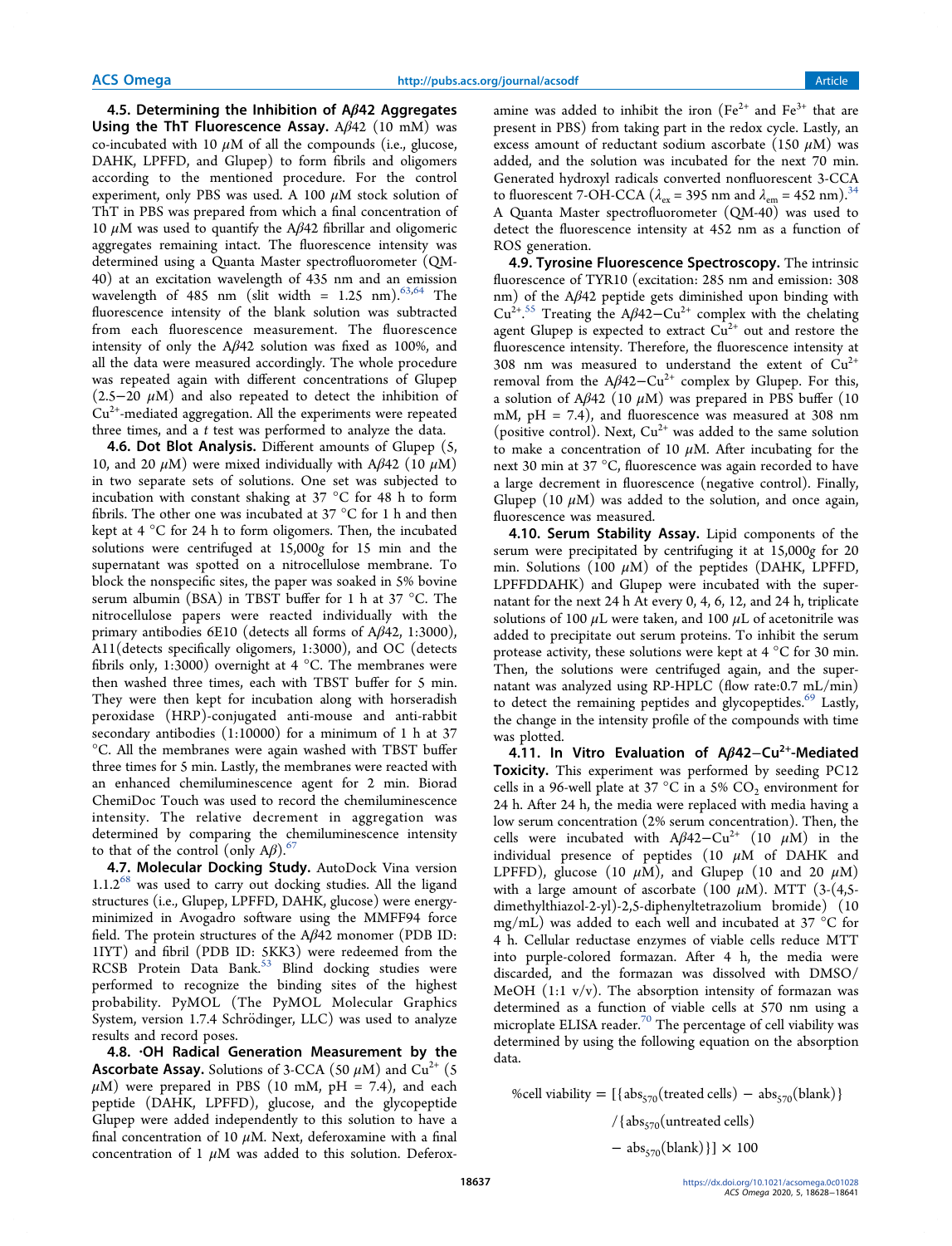### 4.5. Determining the Inhibition of Aβ42 Aggregates Using the ThT Fluorescence Assay.

Aβ42 (10 mM) was co-incubated with 10 μM of all the compounds (i.e., glucose, DAHK, LPFFD, and Glupep) to form fibrils and oligomers according to the mentioned procedure. For the control experiment, only PBS was used. A 100 μM stock solution of ThT in PBS was prepared from which a final concentration of 10 μM was used to quantify the Aβ42 fibrillar and oligomeric aggregates remaining intact. The fluorescence intensity was determined using a Quanta Master spectrofluorometer (QM-40) at an excitation wavelength of 435 nm and an emission wavelength of 485 nm (slit width = 1.25 nm).[63,64] The fluorescence intensity of the blank solution was subtracted from each fluorescence measurement. The fluorescence intensity of only the Aβ42 solution was fixed as 100%, and all the data were measured accordingly. The whole procedure was repeated again with different concentrations of Glupep (2.5−20 μM) and also repeated to detect the inhibition of $Cu^{2+}$-mediated aggregation. All the experiments were repeated three times, and a *t* test was performed to analyze the data.

### 4.6. Dot Blot Analysis.

Different amounts of Glupep (5, 10, and 20 μM) were mixed individually with Aβ42 (10 μM) in two separate sets of solutions. One set was subjected to incubation with constant shaking at 37 °C for 48 h to form fibrils. The other one was incubated at 37 °C for 1 h and then kept at 4 °C for 24 h to form oligomers. Then, the incubated solutions were centrifuged at 15,000*g* for 15 min and the supernatant was spotted on a nitrocellulose membrane. To block the nonspecific sites, the paper was soaked in 5% bovine serum albumin (BSA) in TBST buffer for 1 h at 37 °C. The nitrocellulose papers were reacted individually with the primary antibodies 6E10 (detects all forms of Aβ42, 1:3000), A11(detects specifically oligomers, 1:3000), and OC (detects fibrils only, 1:3000) overnight at 4 °C. The membranes were then washed three times, each with TBST buffer for 5 min. They were then kept for incubation along with horseradish peroxidase (HRP)-conjugated anti-mouse and anti-rabbit secondary antibodies (1:10000) for a minimum of 1 h at 37 °C. All the membranes were again washed with TBST buffer three times for 5 min. Lastly, the membranes were reacted with an enhanced chemiluminescence agent for 2 min. Biorad ChemiDoc Touch was used to record the chemiluminescence intensity. The relative decrement in aggregation was determined by comparing the chemiluminescence intensity to that of the control (only Aβ).[67]

### 4.7. Molecular Docking Study.

AutoDock Vina version 1.1.2[68] was used to carry out docking studies. All the ligand structures (i.e., Glupep, LPFFD, DAHK, glucose) were energy-minimized in Avogadro software using the MMFF94 force field. The protein structures of the Aβ42 monomer (PDB ID: 1IYT) and fibril (PDB ID: 5KK3) were redeemed from the RCSB Protein Data Bank.[53] Blind docking studies were performed to recognize the binding sites of the highest probability. PyMOL (The PyMOL Molecular Graphics System, version 1.7.4 Schrödinger, LLC) was used to analyze results and record poses.

### 4.8. ·OH Radical Generation Measurement by the Ascorbate Assay.

Solutions of 3-CCA (50 μM) and $Cu^{2+}$ (5 μM) were prepared in PBS (10 mM, pH = 7.4), and each peptide (DAHK, LPFFD), glucose, and the glycopeptide Glupep were added independently to this solution to have a final concentration of 10 μM. Next, deferoxamine with a final concentration of 1 μM was added to this solution. Deferoxamine was added to inhibit the iron ($Fe^{2+}$ and $Fe^{3+}$ that are present in PBS) from taking part in the redox cycle. Lastly, an excess amount of reductant sodium ascorbate (150 μM) was added, and the solution was incubated for the next 70 min. Generated hydroxyl radicals converted nonfluorescent 3-CCA to fluorescent 7-OH-CCA ($\lambda_{ex}$ = 395 nm and $\lambda_{em}$ = 452 nm).[34] A Quanta Master spectrofluorometer (QM-40) was used to detect the fluorescence intensity at 452 nm as a function of ROS generation.

### 4.9. Tyrosine Fluorescence Spectroscopy.

The intrinsic fluorescence of TYR10 (excitation: 285 nm and emission: 308 nm) of the Aβ42 peptide gets diminished upon binding with $Cu^{2+}$.[55] Treating the Aβ42−$Cu^{2+}$ complex with the chelating agent Glupep is expected to extract $Cu^{2+}$ out and restore the fluorescence intensity. Therefore, the fluorescence intensity at 308 nm was measured to understand the extent of $Cu^{2+}$ removal from the Aβ42−$Cu^{2+}$ complex by Glupep. For this, a solution of Aβ42 (10 μM) was prepared in PBS buffer (10 mM, pH = 7.4), and fluorescence was measured at 308 nm (positive control). Next, $Cu^{2+}$ was added to the same solution to make a concentration of 10 μM. After incubating for the next 30 min at 37 °C, fluorescence was again recorded to have a large decrement in fluorescence (negative control). Finally, Glupep (10 μM) was added to the solution, and once again, fluorescence was measured.

### 4.10. Serum Stability Assay.

Lipid components of the serum were precipitated by centrifuging it at 15,000*g* for 20 min. Solutions (100 μM) of the peptides (DAHK, LPFFD, LPFFDDAHK) and Glupep were incubated with the supernatant for the next 24 h At every 0, 4, 6, 12, and 24 h, triplicate solutions of 100 μL were taken, and 100 μL of acetonitrile was added to precipitate out serum proteins. To inhibit the serum protease activity, these solutions were kept at 4 °C for 30 min. Then, the solutions were centrifuged again, and the supernatant was analyzed using RP-HPLC (flow rate:0.7 mL/min) to detect the remaining peptides and glycopeptides.[69] Lastly, the change in the intensity profile of the compounds with time was plotted.

### 4.11. In Vitro Evaluation of Aβ42−$Cu^{2+}$-Mediated Toxicity.

This experiment was performed by seeding PC12 cells in a 96-well plate at 37 °C in a 5% $CO_2$ environment for 24 h. After 24 h, the media were replaced with media having a low serum concentration (2% serum concentration). Then, the cells were incubated with Aβ42−$Cu^{2+}$ (10 μM) in the individual presence of peptides (10 μM of DAHK and LPFFD), glucose (10 μM), and Glupep (10 and 20 μM) with a large amount of ascorbate (100 μM). MTT (3-(4,5-dimethylthiazol-2-yl)-2,5-diphenyltetrazolium bromide) (10 mg/mL) was added to each well and incubated at 37 °C for 4 h. Cellular reductase enzymes of viable cells reduce MTT into purple-colored formazan. After 4 h, the media were discarded, and the formazan was dissolved with DMSO/MeOH (1:1 v/v). The absorption intensity of formazan was determined as a function of viable cells at 570 nm using a microplate ELISA reader.[70] The percentage of cell viability was determined by using the following equation on the absorption data.

$$\%\text{cell viability} = [\{\text{abs}_{570}(\text{treated cells}) - \text{abs}_{570}(\text{blank})\} / \{\text{abs}_{570}(\text{untreated cells}) - \text{abs}_{570}(\text{blank})\}] \times 100$$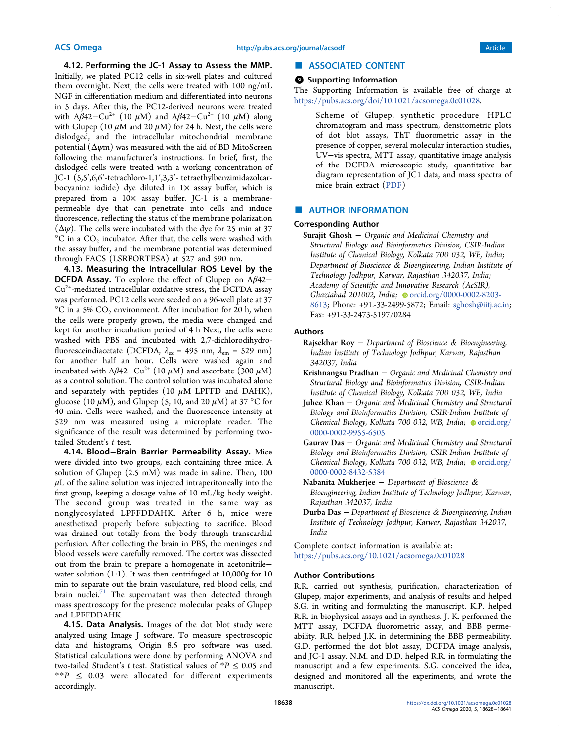**4.12. Performing the JC-1 Assay to Assess the MMP.** Initially, we plated PC12 cells in six-well plates and cultured them overnight. Next, the cells were treated with 100 ng/mL NGF in differentiation medium and differentiated into neurons in 5 days. After this, the PC12-derived neurons were treated with Aβ42−$Cu^{2+}$ (10 μM) and Aβ42−$Cu^{2+}$ (10 μM) along with Glupep (10 μM and 20 μM) for 24 h. Next, the cells were dislodged, and the intracellular mitochondrial membrane potential (Δψm) was measured with the aid of BD MitoScreen following the manufacturer's instructions. In brief, first, the dislodged cells were treated with a working concentration of JC-1 (5,5′,6,6′-tetrachloro-1,1′,3,3′- tetraethylbenzimidazolcarbocyanine iodide) dye diluted in 1× assay buffer, which is prepared from a 10× assay buffer. JC-1 is a membrane-permeable dye that can penetrate into cells and induce fluorescence, reflecting the status of the membrane polarization (Δψ). The cells were incubated with the dye for 25 min at 37 °C in a $CO_2$ incubator. After that, the cells were washed with the assay buffer, and the membrane potential was determined through FACS (LSRFORTESA) at 527 and 590 nm.

**4.13. Measuring the Intracellular ROS Level by the DCFDA Assay.** To explore the effect of Glupep on Aβ42−$Cu^{2+}$-mediated intracellular oxidative stress, the DCFDA assay was performed. PC12 cells were seeded on a 96-well plate at 37 °C in a 5% $CO_2$ environment. After incubation for 20 h, when the cells were properly grown, the media were changed and kept for another incubation period of 4 h Next, the cells were washed with PBS and incubated with 2,7-dichlorodihydrofluoresceindiacetate (DCFDA, $\lambda_{ex}$ = 495 nm, $\lambda_{em}$ = 529 nm) for another half an hour. Cells were washed again and incubated with Aβ42−$Cu^{2+}$ (10 μM) and ascorbate (300 μM) as a control solution. The control solution was incubated alone and separately with peptides (10 μM LPFFD and DAHK), glucose (10 μM), and Glupep (5, 10, and 20 μM) at 37 °C for 40 min. Cells were washed, and the fluorescence intensity at 529 nm was measured using a microplate reader. The significance of the result was determined by performing two-tailed Student's *t* test.

**4.14. Blood−Brain Barrier Permeability Assay.** Mice were divided into two groups, each containing three mice. A solution of Glupep (2.5 mM) was made in saline. Then, 100 μL of the saline solution was injected intraperitoneally into the first group, keeping a dosage value of 10 mL/kg body weight. The second group was treated in the same way as nonglycosylated LPFFDDAHK. After 6 h, mice were anesthetized properly before subjecting to sacrifice. Blood was drained out totally from the body through transcardial perfusion. After collecting the brain in PBS, the meninges and blood vessels were carefully removed. The cortex was dissected out from the brain to prepare a homogenate in acetonitrile−water solution (1:1). It was then centrifuged at 10,000*g* for 10 min to separate out the brain vasculature, red blood cells, and brain nuclei.[71] The supernatant was then detected through mass spectroscopy for the presence molecular peaks of Glupep and LPFFDDAHK.

**4.15. Data Analysis.** Images of the dot blot study were analyzed using Image J software. To measure spectroscopic data and histograms, Origin 8.5 pro software was used. Statistical calculations were done by performing ANOVA and two-tailed Student's *t* test. Statistical values of $^{*}P \leq 0.05$ and $^{**}P \leq 0.03$ were allocated for different experiments accordingly.

## ■ ASSOCIATED CONTENT

### Supporting Information

The Supporting Information is available free of charge at https://pubs.acs.org/doi/10.1021/acsomega.0c01028.

> Scheme of Glupep, synthetic procedure, HPLC chromatogram and mass spectrum, densitometric plots of dot blot assays, ThT fluorometric assay in the presence of copper, several molecular interaction studies, UV−vis spectra, MTT assay, quantitative image analysis of the DCFDA microscopic study, quantitative bar diagram representation of JC1 data, and mass spectra of mice brain extract (PDF)

## ■ AUTHOR INFORMATION

### Corresponding Author

**Surajit Ghosh** − *Organic and Medicinal Chemistry and Structural Biology and Bioinformatics Division, CSIR-Indian Institute of Chemical Biology, Kolkata 700 032, WB, India; Department of Bioscience & Bioengineering, Indian Institute of Technology Jodhpur, Karwar, Rajasthan 342037, India; Academy of Scientific and Innovative Research (AcSIR), Ghaziabad 201002, India;* orcid.org/0000-0002-8203-8613; Phone: +91.-33-2499-5872; Email: sghosh@iitj.ac.in; Fax: +91-33-2473-5197/0284

### Authors

**Rajsekhar Roy** − *Department of Bioscience & Bioengineering, Indian Institute of Technology Jodhpur, Karwar, Rajasthan 342037, India*

**Krishnangsu Pradhan** − *Organic and Medicinal Chemistry and Structural Biology and Bioinformatics Division, CSIR-Indian Institute of Chemical Biology, Kolkata 700 032, WB, India*

**Juhee Khan** − *Organic and Medicinal Chemistry and Structural Biology and Bioinformatics Division, CSIR-Indian Institute of Chemical Biology, Kolkata 700 032, WB, India;* orcid.org/0000-0002-9955-6505

**Gaurav Das** − *Organic and Medicinal Chemistry and Structural Biology and Bioinformatics Division, CSIR-Indian Institute of Chemical Biology, Kolkata 700 032, WB, India;* orcid.org/0000-0002-8432-5384

**Nabanita Mukherjee** − *Department of Bioscience & Bioengineering, Indian Institute of Technology Jodhpur, Karwar, Rajasthan 342037, India*

**Durba Das** − *Department of Bioscience & Bioengineering, Indian Institute of Technology Jodhpur, Karwar, Rajasthan 342037, India*

Complete contact information is available at: https://pubs.acs.org/10.1021/acsomega.0c01028

### Author Contributions

R.R. carried out synthesis, purification, characterization of Glupep, major experiments, and analysis of results and helped S.G. in writing and formulating the manuscript. K.P. helped R.R. in biophysical assays and in synthesis. J. K. performed the MTT assay, DCFDA fluorometric assay, and BBB permeability. R.R. helped J.K. in determining the BBB permeability. G.D. performed the dot blot assay, DCFDA image analysis, and JC-1 assay. N.M. and D.D. helped R.R. in formulating the manuscript and a few experiments. S.G. conceived the idea, designed and monitored all the experiments, and wrote the manuscript.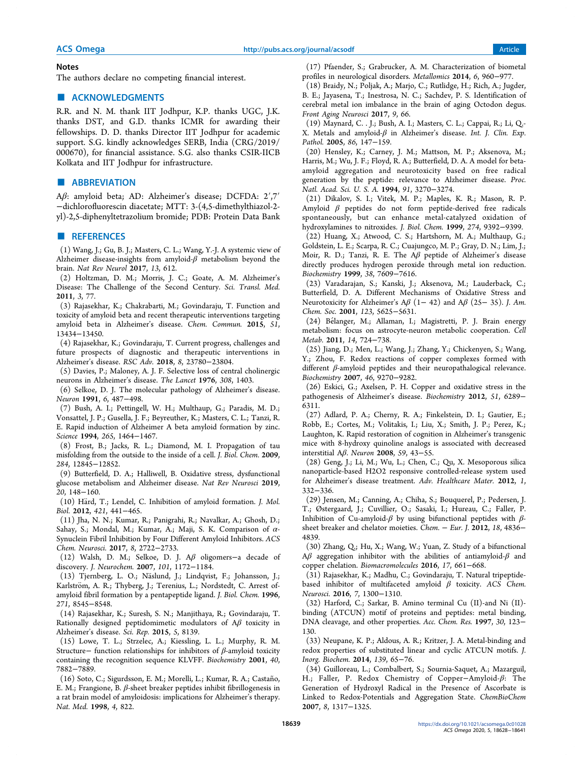## Notes

The authors declare no competing financial interest.

## ■ ACKNOWLEDGMENTS

R.R. and N. M. thank IIT Jodhpur, K.P. thanks UGC, J.K. thanks DST, and G.D. thanks ICMR for awarding their fellowships. D. D. thanks Director IIT Jodhpur for academic support. S.G. kindly acknowledges SERB, India (CRG/2019/000670), for financial assistance. S.G. also thanks CSIR-IICB Kolkata and IIT Jodhpur for infrastructure.

## ■ ABBREVIATION

Aβ: amyloid beta; AD: Alzheimer's disease; DCFDA: 2′,7′−dichlorofluorescin diacetate; MTT: 3-(4,5-dimethylthiazol-2-yl)-2,5-diphenyltetrazolium bromide; PDB: Protein Data Bank

## ■ REFERENCES

(1) Wang, J.; Gu, B. J.; Masters, C. L.; Wang, Y.-J. A systemic view of Alzheimer disease-insights from amyloid-β metabolism beyond the brain. *Nat Rev Neurol* **2017**, *13*, 612.

(2) Holtzman, D. M.; Morris, J. C.; Goate, A. M. Alzheimer's Disease: The Challenge of the Second Century. *Sci. Transl. Med.* **2011**, *3*, 77.

(3) Rajasekhar, K.; Chakrabarti, M.; Govindaraju, T. Function and toxicity of amyloid beta and recent therapeutic interventions targeting amyloid beta in Alzheimer's disease. *Chem. Commun.* **2015**, *51*, 13434−13450.

(4) Rajasekhar, K.; Govindaraju, T. Current progress, challenges and future prospects of diagnostic and therapeutic interventions in Alzheimer's disease. *RSC Adv.* **2018**, *8*, 23780−23804.

(5) Davies, P.; Maloney, A. J. F. Selective loss of central cholinergic neurons in Alzheimer's disease. *The Lancet* **1976**, *308*, 1403.

(6) Selkoe, D. J. The molecular pathology of Alzheimer's disease. *Neuron* **1991**, *6*, 487−498.

(7) Bush, A. I.; Pettingell, W. H.; Multhaup, G.; Paradis, M. D.; Vonsattel, J. P.; Gusella, J. F.; Beyreuther, K.; Masters, C. L.; Tanzi, R. E. Rapid induction of Alzheimer A beta amyloid formation by zinc. *Science* **1994**, *265*, 1464−1467.

(8) Frost, B.; Jacks, R. L.; Diamond, M. I. Propagation of tau misfolding from the outside to the inside of a cell. *J. Biol. Chem.* **2009**, *284*, 12845−12852.

(9) Butterfield, D. A.; Halliwell, B. Oxidative stress, dysfunctional glucose metabolism and Alzheimer disease. *Nat Rev Neurosci* **2019**, *20*, 148−160.

(10) Härd, T.; Lendel, C. Inhibition of amyloid formation. *J. Mol. Biol.* **2012**, *421*, 441−465.

(11) Jha, N. N.; Kumar, R.; Panigrahi, R.; Navalkar, A.; Ghosh, D.; Sahay, S.; Mondal, M.; Kumar, A.; Maji, S. K. Comparison of α-Synuclein Fibril Inhibition by Four Different Amyloid Inhibitors. *ACS Chem. Neurosci.* **2017**, *8*, 2722−2733.

(12) Walsh, D. M.; Selkoe, D. J. Aβ oligomers−a decade of discovery. *J. Neurochem.* **2007**, *101*, 1172−1184.

(13) Tjernberg, L. O.; Näslund, J.; Lindqvist, F.; Johansson, J.; Karlström, A. R.; Thyberg, J.; Terenius, L.; Nordstedt, C. Arrest of amyloid fibril formation by a pentapeptide ligand. *J. Biol. Chem.* **1996**, *271*, 8545−8548.

(14) Rajasekhar, K.; Suresh, S. N.; Manjithaya, R.; Govindaraju, T. Rationally designed peptidomimetic modulators of Aβ toxicity in Alzheimer's disease. *Sci. Rep.* **2015**, *5*, 8139.

(15) Lowe, T. L.; Strzelec, A.; Kiessling, L. L.; Murphy, R. M. Structure− function relationships for inhibitors of β-amyloid toxicity containing the recognition sequence KLVFF. *Biochemistry* **2001**, *40*, 7882−7889.

(16) Soto, C.; Sigurdsson, E. M.; Morelli, L.; Kumar, R. A.; Castaño, E. M.; Frangione, B. β-sheet breaker peptides inhibit fibrillogenesis in a rat brain model of amyloidosis: implications for Alzheimer's therapy. *Nat. Med.* **1998**, *4*, 822.

(17) Pfaender, S.; Grabrucker, A. M. Characterization of biometal profiles in neurological disorders. *Metallomics* **2014**, *6*, 960−977.

(18) Braidy, N.; Poljak, A.; Marjo, C.; Rutlidge, H.; Rich, A.; Jugder, B. E.; Jayasena, T.; Inestrosa, N. C.; Sachdev, P. S. Identification of cerebral metal ion imbalance in the brain of aging Octodon degus. *Front Aging Neurosci* **2017**, *9*, 66.

(19) Maynard, C. . J.; Bush, A. I.; Masters, C. L.; Cappai, R.; Li, Q.-X. Metals and amyloid-β in Alzheimer's disease. *Int. J. Clin. Exp. Pathol.* **2005**, *86*, 147−159.

(20) Hensley, K.; Carney, J. M.; Mattson, M. P.; Aksenova, M.; Harris, M.; Wu, J. F.; Floyd, R. A.; Butterfield, D. A. A model for beta-amyloid aggregation and neurotoxicity based on free radical generation by the peptide: relevance to Alzheimer disease. *Proc. Natl. Acad. Sci. U. S. A.* **1994**, *91*, 3270−3274.

(21) Dikalov, S. I.; Vitek, M. P.; Maples, K. R.; Mason, R. P. Amyloid β peptides do not form peptide-derived free radicals spontaneously, but can enhance metal-catalyzed oxidation of hydroxylamines to nitroxides. *J. Biol. Chem.* **1999**, *274*, 9392−9399.

(22) Huang, X.; Atwood, C. S.; Hartshorn, M. A.; Multhaup, G.; Goldstein, L. E.; Scarpa, R. C.; Cuajungco, M. P.; Gray, D. N.; Lim, J.; Moir, R. D.; Tanzi, R. E. The Aβ peptide of Alzheimer's disease directly produces hydrogen peroxide through metal ion reduction. *Biochemistry* **1999**, *38*, 7609−7616.

(23) Varadarajan, S.; Kanski, J.; Aksenova, M.; Lauderback, C.; Butterfield, D. A. Different Mechanisms of Oxidative Stress and Neurotoxicity for Alzheimer's Aβ (1− 42) and Aβ (25− 35). *J. Am. Chem. Soc.* **2001**, *123*, 5625−5631.

(24) Bélanger, M.; Allaman, I.; Magistretti, P. J. Brain energy metabolism: focus on astrocyte-neuron metabolic cooperation. *Cell Metab.* **2011**, *14*, 724−738.

(25) Jiang, D.; Men, L.; Wang, J.; Zhang, Y.; Chickenyen, S.; Wang, Y.; Zhou, F. Redox reactions of copper complexes formed with different β-amyloid peptides and their neuropathalogical relevance. *Biochemistry* **2007**, *46*, 9270−9282.

(26) Eskici, G.; Axelsen, P. H. Copper and oxidative stress in the pathogenesis of Alzheimer's disease. *Biochemistry* **2012**, *51*, 6289−6311.

(27) Adlard, P. A.; Cherny, R. A.; Finkelstein, D. I.; Gautier, E.; Robb, E.; Cortes, M.; Volitakis, I.; Liu, X.; Smith, J. P.; Perez, K.; Laughton, K. Rapid restoration of cognition in Alzheimer's transgenic mice with 8-hydroxy quinoline analogs is associated with decreased interstitial Aβ. *Neuron* **2008**, *59*, 43−55.

(28) Geng, J.; Li, M.; Wu, L.; Chen, C.; Qu, X. Mesoporous silica nanoparticle-based H2O2 responsive controlled-release system used for Alzheimer's disease treatment. *Adv. Healthcare Mater.* **2012**, *1*, 332−336.

(29) Jensen, M.; Canning, A.; Chiha, S.; Bouquerel, P.; Pedersen, J. T.; Østergaard, J.; Cuvillier, O.; Sasaki, I.; Hureau, C.; Faller, P. Inhibition of Cu-amyloid-β by using bifunctional peptides with β-sheet breaker and chelator moieties. *Chem. − Eur. J.* **2012**, *18*, 4836−4839.

(30) Zhang, Q.; Hu, X.; Wang, W.; Yuan, Z. Study of a bifunctional Aβ aggregation inhibitor with the abilities of antiamyloid-β and copper chelation. *Biomacromolecules* **2016**, *17*, 661−668.

(31) Rajasekhar, K.; Madhu, C.; Govindaraju, T. Natural tripeptide-based inhibitor of multifaceted amyloid β toxicity. *ACS Chem. Neurosci.* **2016**, *7*, 1300−1310.

(32) Harford, C.; Sarkar, B. Amino terminal Cu (II)-and Ni (II)-binding (ATCUN) motif of proteins and peptides: metal binding, DNA cleavage, and other properties. *Acc. Chem. Res.* **1997**, *30*, 123−130.

(33) Neupane, K. P.; Aldous, A. R.; Kritzer, J. A. Metal-binding and redox properties of substituted linear and cyclic ATCUN motifs. *J. Inorg. Biochem.* **2014**, *139*, 65−76.

(34) Guilloreau, L.; Combalbert, S.; Sournia-Saquet, A.; Mazarguil, H.; Faller, P. Redox Chemistry of Copper−Amyloid-β: The Generation of Hydroxyl Radical in the Presence of Ascorbate is Linked to Redox-Potentials and Aggregation State. *ChemBioChem* **2007**, *8*, 1317−1325.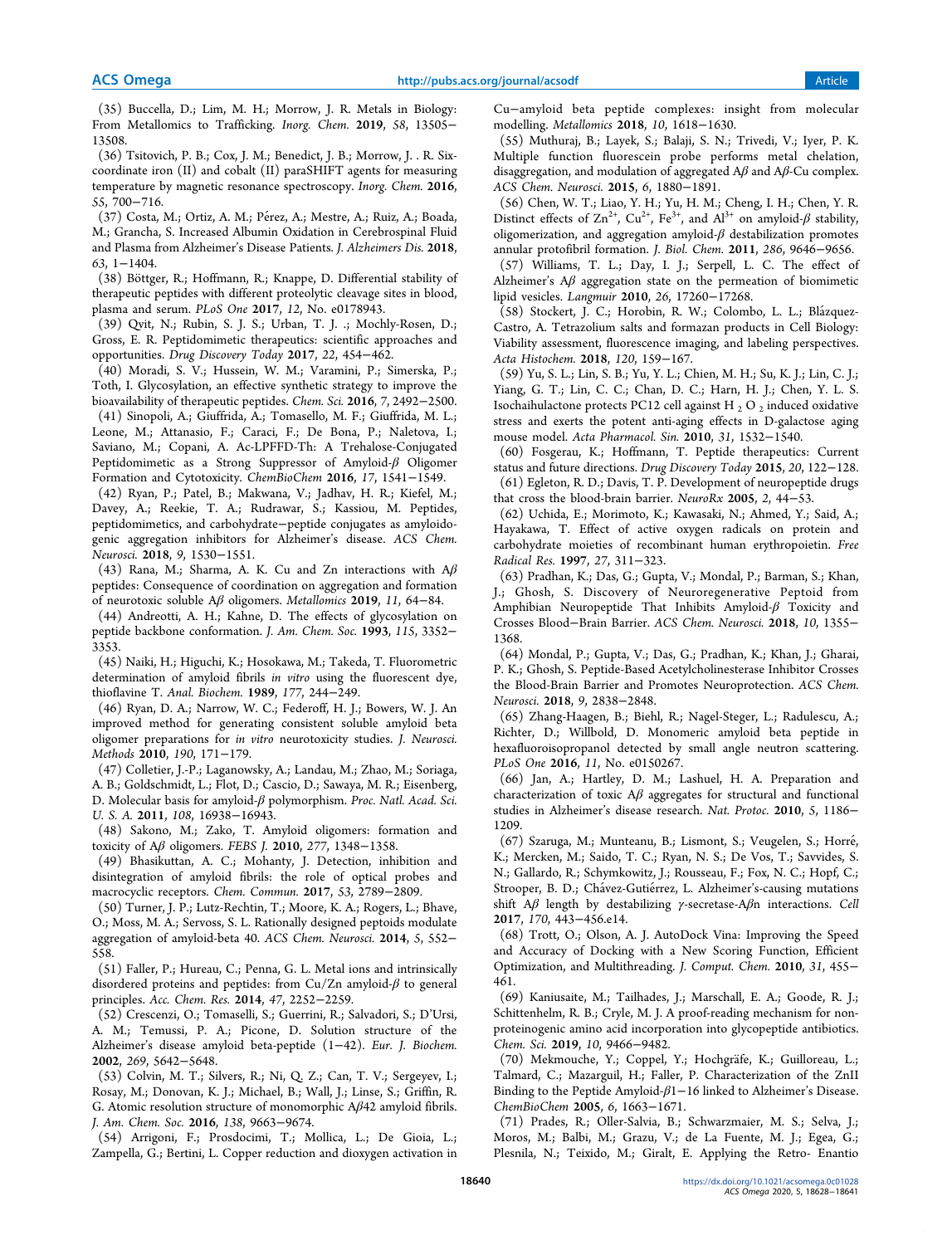(35) Buccella, D.; Lim, M. H.; Morrow, J. R. Metals in Biology: From Metallomics to Trafficking. *Inorg. Chem.* **2019**, *58*, 13505−13508.

(36) Tsitovich, P. B.; Cox, J. M.; Benedict, J. B.; Morrow, J. R. Six-coordinate iron (II) and cobalt (II) paraSHIFT agents for measuring temperature by magnetic resonance spectroscopy. *Inorg. Chem.* **2016**, *55*, 700−716.

(37) Costa, M.; Ortiz, A. M.; Pérez, A.; Mestre, A.; Ruiz, A.; Boada, M.; Grancha, S. Increased Albumin Oxidation in Cerebrospinal Fluid and Plasma from Alzheimer's Disease Patients. *J. Alzheimers Dis.* **2018**, *63*, 1−1404.

(38) Böttger, R.; Hoffmann, R.; Knappe, D. Differential stability of therapeutic peptides with different proteolytic cleavage sites in blood, plasma and serum. *PLoS One* **2017**, *12*, No. e0178943.

(39) Qvit, N.; Rubin, S. J. S.; Urban, T. J. .; Mochly-Rosen, D.; Gross, E. R. Peptidomimetic therapeutics: scientific approaches and opportunities. *Drug Discovery Today* **2017**, *22*, 454−462.

(40) Moradi, S. V.; Hussein, W. M.; Varamini, P.; Simerska, P.; Toth, I. Glycosylation, an effective synthetic strategy to improve the bioavailability of therapeutic peptides. *Chem. Sci.* **2016**, *7*, 2492−2500.

(41) Sinopoli, A.; Giuffrida, A.; Tomasello, M. F.; Giuffrida, M. L.; Leone, M.; Attanasio, F.; Caraci, F.; De Bona, P.; Naletova, I.; Saviano, M.; Copani, A. Ac-LPFFD-Th: A Trehalose-Conjugated Peptidomimetic as a Strong Suppressor of Amyloid-β Oligomer Formation and Cytotoxicity. *ChemBioChem* **2016**, *17*, 1541−1549.

(42) Ryan, P.; Patel, B.; Makwana, V.; Jadhav, H. R.; Kiefel, M.; Davey, A.; Reekie, T. A.; Rudrawar, S.; Kassiou, M. Peptides, peptidomimetics, and carbohydrate−peptide conjugates as amyloidogenic aggregation inhibitors for Alzheimer's disease. *ACS Chem. Neurosci.* **2018**, *9*, 1530−1551.

(43) Rana, M.; Sharma, A. K. Cu and Zn interactions with Aβ peptides: Consequence of coordination on aggregation and formation of neurotoxic soluble Aβ oligomers. *Metallomics* **2019**, *11*, 64−84.

(44) Andreotti, A. H.; Kahne, D. The effects of glycosylation on peptide backbone conformation. *J. Am. Chem. Soc.* **1993**, *115*, 3352−3353.

(45) Naiki, H.; Higuchi, K.; Hosokawa, M.; Takeda, T. Fluorometric determination of amyloid fibrils *in vitro* using the fluorescent dye, thioflavine T. *Anal. Biochem.* **1989**, *177*, 244−249.

(46) Ryan, D. A.; Narrow, W. C.; Federoff, H. J.; Bowers, W. J. An improved method for generating consistent soluble amyloid beta oligomer preparations for *in vitro* neurotoxicity studies. *J. Neurosci. Methods* **2010**, *190*, 171−179.

(47) Colletier, J.-P.; Laganowsky, A.; Landau, M.; Zhao, M.; Soriaga, A. B.; Goldschmidt, L.; Flot, D.; Cascio, D.; Sawaya, M. R.; Eisenberg, D. Molecular basis for amyloid-β polymorphism. *Proc. Natl. Acad. Sci. U. S. A.* **2011**, *108*, 16938−16943.

(48) Sakono, M.; Zako, T. Amyloid oligomers: formation and toxicity of Aβ oligomers. *FEBS J.* **2010**, *277*, 1348−1358.

(49) Bhasikuttan, A. C.; Mohanty, J. Detection, inhibition and disintegration of amyloid fibrils: the role of optical probes and macrocyclic receptors. *Chem. Commun.* **2017**, *53*, 2789−2809.

(50) Turner, J. P.; Lutz-Rechtin, T.; Moore, K. A.; Rogers, L.; Bhave, O.; Moss, M. A.; Servoss, S. L. Rationally designed peptoids modulate aggregation of amyloid-beta 40. *ACS Chem. Neurosci.* **2014**, *5*, 552−558.

(51) Faller, P.; Hureau, C.; Penna, G. L. Metal ions and intrinsically disordered proteins and peptides: from Cu/Zn amyloid-β to general principles. *Acc. Chem. Res.* **2014**, *47*, 2252−2259.

(52) Crescenzi, O.; Tomaselli, S.; Guerrini, R.; Salvadori, S.; D'Ursi, A. M.; Temussi, P. A.; Picone, D. Solution structure of the Alzheimer's disease amyloid beta-peptide (1−42). *Eur. J. Biochem.* **2002**, *269*, 5642−5648.

(53) Colvin, M. T.; Silvers, R.; Ni, Q. Z.; Can, T. V.; Sergeyev, I.; Rosay, M.; Donovan, K. J.; Michael, B.; Wall, J.; Linse, S.; Griffin, R. G. Atomic resolution structure of monomorphic Aβ42 amyloid fibrils. *J. Am. Chem. Soc.* **2016**, *138*, 9663−9674.

(54) Arrigoni, F.; Prosdocimi, T.; Mollica, L.; De Gioia, L.; Zampella, G.; Bertini, L. Copper reduction and dioxygen activation in Cu−amyloid beta peptide complexes: insight from molecular modelling. *Metallomics* **2018**, *10*, 1618−1630.

(55) Muthuraj, B.; Layek, S.; Balaji, S. N.; Trivedi, V.; Iyer, P. K. Multiple function fluorescein probe performs metal chelation, disaggregation, and modulation of aggregated Aβ and Aβ-Cu complex. *ACS Chem. Neurosci.* **2015**, *6*, 1880−1891.

(56) Chen, W. T.; Liao, Y. H.; Yu, H. M.; Cheng, I. H.; Chen, Y. R. Distinct effects of $Zn^{2+}$, $Cu^{2+}$, $Fe^{3+}$, and $Al^{3+}$ on amyloid-β stability, oligomerization, and aggregation amyloid-β destabilization promotes annular protofibril formation. *J. Biol. Chem.* **2011**, *286*, 9646−9656.

(57) Williams, T. L.; Day, I. J.; Serpell, L. C. The effect of Alzheimer's Aβ aggregation state on the permeation of biomimetic lipid vesicles. *Langmuir* **2010**, *26*, 17260−17268.

(58) Stockert, J. C.; Horobin, R. W.; Colombo, L. L.; Blázquez-Castro, A. Tetrazolium salts and formazan products in Cell Biology: Viability assessment, fluorescence imaging, and labeling perspectives. *Acta Histochem.* **2018**, *120*, 159−167.

(59) Yu, S. L.; Lin, S. B.; Yu, Y. L.; Chien, M. H.; Su, K. J.; Lin, C. J.; Yiang, G. T.; Lin, C. C.; Chan, D. C.; Harn, H. J.; Chen, Y. L. S. Isochaihulactone protects PC12 cell against $H_2O_2$ induced oxidative stress and exerts the potent anti-aging effects in D-galactose aging mouse model. *Acta Pharmacol. Sin.* **2010**, *31*, 1532−1540.

(60) Fosgerau, K.; Hoffmann, T. Peptide therapeutics: Current status and future directions. *Drug Discovery Today* **2015**, *20*, 122−128.

(61) Egleton, R. D.; Davis, T. P. Development of neuropeptide drugs that cross the blood-brain barrier. *NeuroRx* **2005**, *2*, 44−53.

(62) Uchida, E.; Morimoto, K.; Kawasaki, N.; Ahmed, Y.; Said, A.; Hayakawa, T. Effect of active oxygen radicals on protein and carbohydrate moieties of recombinant human erythropoietin. *Free Radical Res.* **1997**, *27*, 311−323.

(63) Pradhan, K.; Das, G.; Gupta, V.; Mondal, P.; Barman, S.; Khan, J.; Ghosh, S. Discovery of Neuroregenerative Peptoid from Amphibian Neuropeptide That Inhibits Amyloid-β Toxicity and Crosses Blood−Brain Barrier. *ACS Chem. Neurosci.* **2018**, *10*, 1355−1368.

(64) Mondal, P.; Gupta, V.; Das, G.; Pradhan, K.; Khan, J.; Gharai, P. K.; Ghosh, S. Peptide-Based Acetylcholinesterase Inhibitor Crosses the Blood-Brain Barrier and Promotes Neuroprotection. *ACS Chem. Neurosci.* **2018**, *9*, 2838−2848.

(65) Zhang-Haagen, B.; Biehl, R.; Nagel-Steger, L.; Radulescu, A.; Richter, D.; Willbold, D. Monomeric amyloid beta peptide in hexafluoroisopropanol detected by small angle neutron scattering. *PLoS One* **2016**, *11*, No. e0150267.

(66) Jan, A.; Hartley, D. M.; Lashuel, H. A. Preparation and characterization of toxic Aβ aggregates for structural and functional studies in Alzheimer's disease research. *Nat. Protoc.* **2010**, *5*, 1186−1209.

(67) Szaruga, M.; Munteanu, B.; Lismont, S.; Veugelen, S.; Horré, K.; Mercken, M.; Saido, T. C.; Ryan, N. S.; De Vos, T.; Savvides, S. N.; Gallardo, R.; Schymkowitz, J.; Rousseau, F.; Fox, N. C.; Hopf, C.; Strooper, B. D.; Chávez-Gutiérrez, L. Alzheimer's-causing mutations shift Aβ length by destabilizing γ-secretase-Aβn interactions. *Cell* **2017**, *170*, 443−456.e14.

(68) Trott, O.; Olson, A. J. AutoDock Vina: Improving the Speed and Accuracy of Docking with a New Scoring Function, Efficient Optimization, and Multithreading. *J. Comput. Chem.* **2010**, *31*, 455−461.

(69) Kaniusaite, M.; Tailhades, J.; Marschall, E. A.; Goode, R. J.; Schittenhelm, R. B.; Cryle, M. J. A proof-reading mechanism for non-proteinogenic amino acid incorporation into glycopeptide antibiotics. *Chem. Sci.* **2019**, *10*, 9466−9482.

(70) Mekmouche, Y.; Coppel, Y.; Hochgräfe, K.; Guilloreau, L.; Talmard, C.; Mazarguil, H.; Faller, P. Characterization of the ZnII Binding to the Peptide Amyloid-β1−16 linked to Alzheimer's Disease. *ChemBioChem* **2005**, *6*, 1663−1671.

(71) Prades, R.; Oller-Salvia, B.; Schwarzmaier, M. S.; Selva, J.; Moros, M.; Balbi, M.; Grazu, V.; de La Fuente, M. J.; Egea, G.; Plesnila, N.; Teixido, M.; Giralt, E. Applying the Retro- Enantio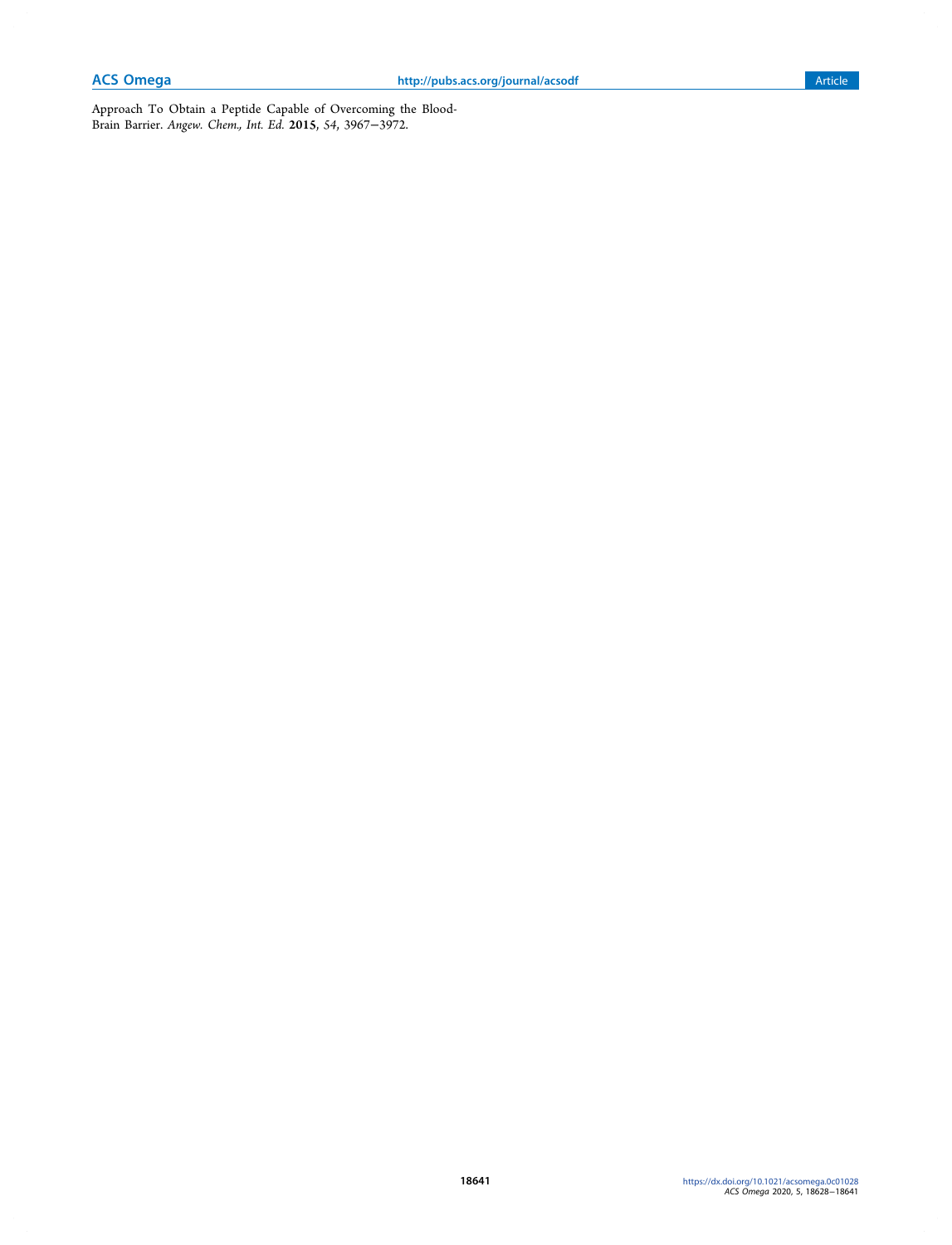Approach To Obtain a Peptide Capable of Overcoming the Blood-Brain Barrier. *Angew. Chem., Int. Ed.* **2015**, *54*, 3967−3972.